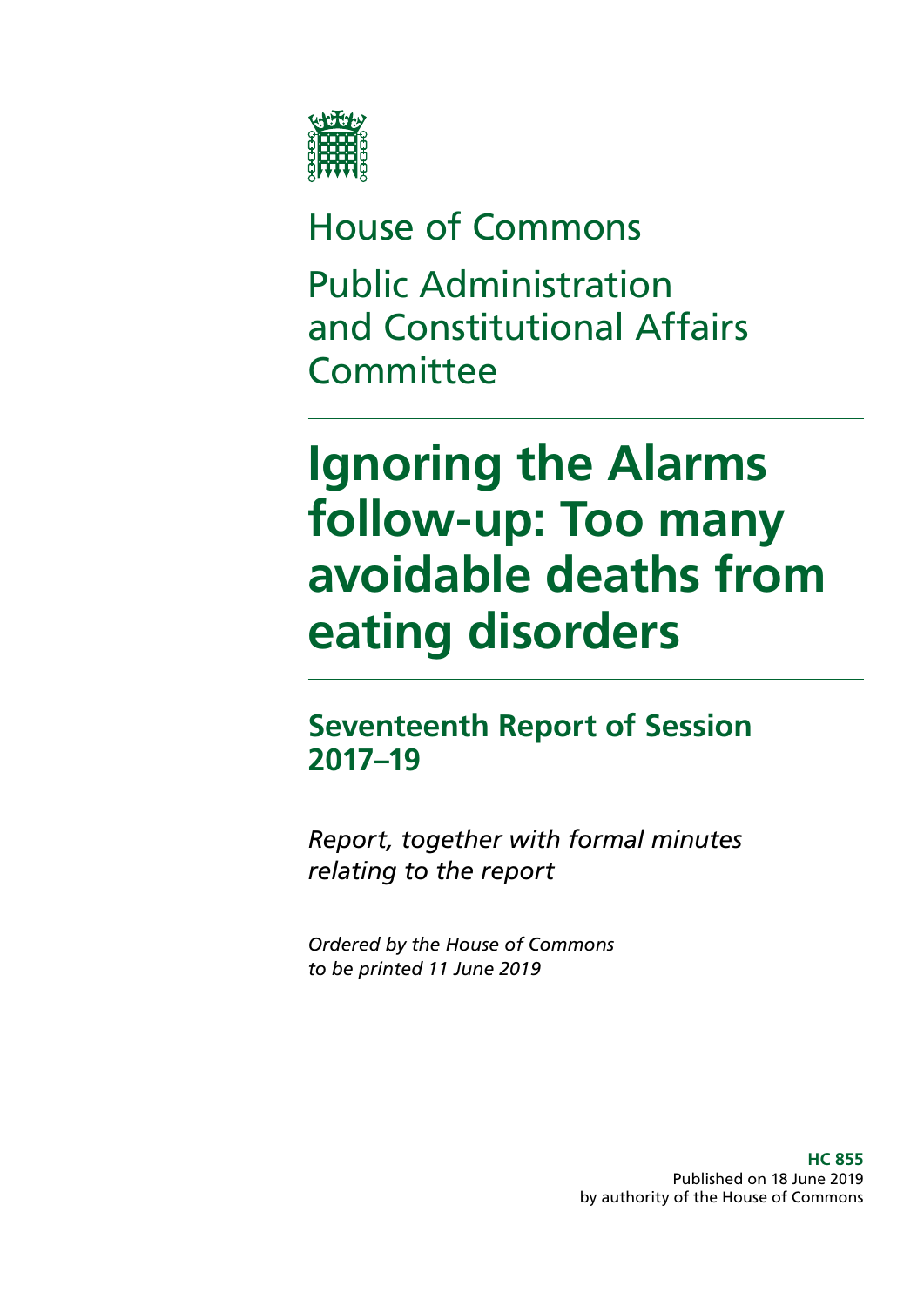House of Commons

Public Administration and Constitutional Affairs Committee

# Ignoring the Alarms follow-up: Too many avoidable deaths from eating disorders

## Seventeenth Report of Session 2017–19

*Report, together with formal minutes relating to the report*

*Ordered by the House of Commons to be printed 11 June 2019*

**HC 855**
Published on 18 June 2019
by authority of the House of Commons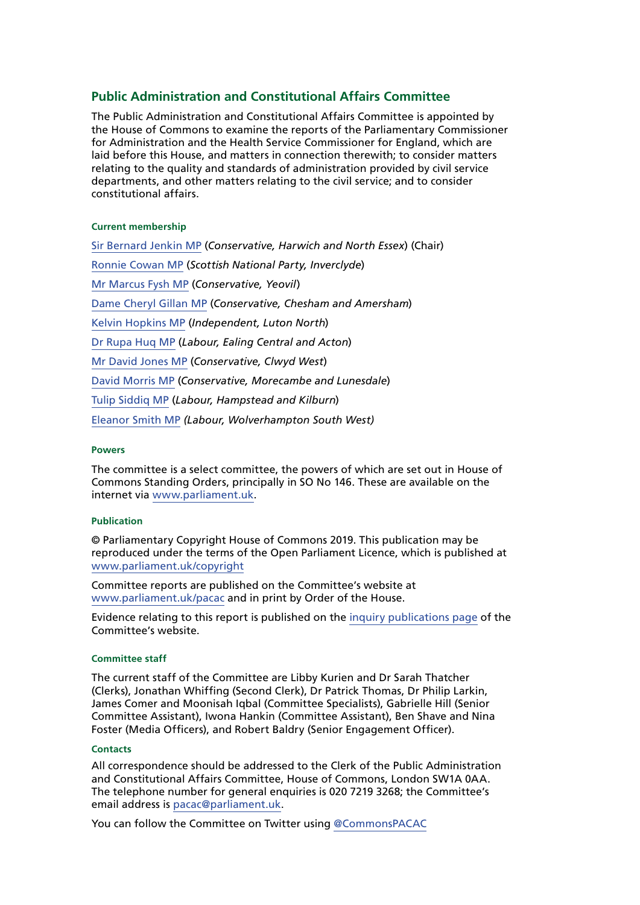## Public Administration and Constitutional Affairs Committee

The Public Administration and Constitutional Affairs Committee is appointed by the House of Commons to examine the reports of the Parliamentary Commissioner for Administration and the Health Service Commissioner for England, which are laid before this House, and matters in connection therewith; to consider matters relating to the quality and standards of administration provided by civil service departments, and other matters relating to the civil service; and to consider constitutional affairs.

#### Current membership

Sir Bernard Jenkin MP (*Conservative, Harwich and North Essex*) (Chair)

Ronnie Cowan MP (*Scottish National Party, Inverclyde*)

Mr Marcus Fysh MP (*Conservative, Yeovil*)

Dame Cheryl Gillan MP (*Conservative, Chesham and Amersham*)

Kelvin Hopkins MP (*Independent, Luton North*)

Dr Rupa Huq MP (*Labour, Ealing Central and Acton*)

Mr David Jones MP (*Conservative, Clwyd West*)

David Morris MP (*Conservative, Morecambe and Lunesdale*)

Tulip Siddiq MP (*Labour, Hampstead and Kilburn*)

Eleanor Smith MP *(Labour, Wolverhampton South West)*

#### Powers

The committee is a select committee, the powers of which are set out in House of Commons Standing Orders, principally in SO No 146. These are available on the internet via www.parliament.uk.

#### Publication

© Parliamentary Copyright House of Commons 2019. This publication may be reproduced under the terms of the Open Parliament Licence, which is published at www.parliament.uk/copyright

Committee reports are published on the Committee's website at www.parliament.uk/pacac and in print by Order of the House.

Evidence relating to this report is published on the inquiry publications page of the Committee's website.

#### Committee staff

The current staff of the Committee are Libby Kurien and Dr Sarah Thatcher (Clerks), Jonathan Whiffing (Second Clerk), Dr Patrick Thomas, Dr Philip Larkin, James Comer and Moonisah Iqbal (Committee Specialists), Gabrielle Hill (Senior Committee Assistant), Iwona Hankin (Committee Assistant), Ben Shave and Nina Foster (Media Officers), and Robert Baldry (Senior Engagement Officer).

#### Contacts

All correspondence should be addressed to the Clerk of the Public Administration and Constitutional Affairs Committee, House of Commons, London SW1A 0AA. The telephone number for general enquiries is 020 7219 3268; the Committee's email address is pacac@parliament.uk.

You can follow the Committee on Twitter using @CommonsPACAC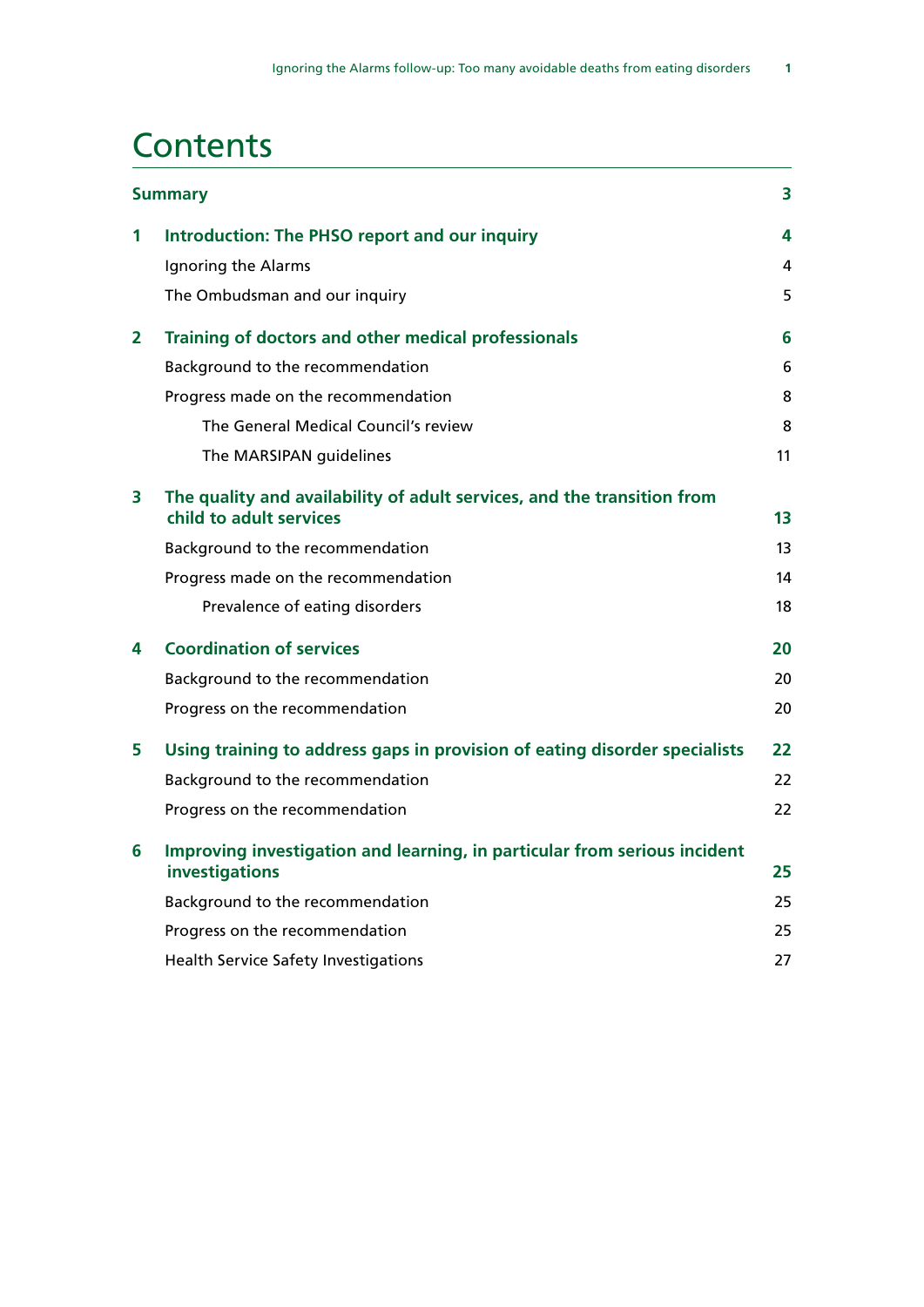# Contents

| | | |
|---|---|---|
| **Summary** | | **3** |
| **1** | **Introduction: The PHSO report and our inquiry** | **4** |
| | Ignoring the Alarms | 4 |
| | The Ombudsman and our inquiry | 5 |
| **2** | **Training of doctors and other medical professionals** | **6** |
| | Background to the recommendation | 6 |
| | Progress made on the recommendation | 8 |
| | The General Medical Council's review | 8 |
| | The MARSIPAN guidelines | 11 |
| **3** | **The quality and availability of adult services, and the transition from child to adult services** | **13** |
| | Background to the recommendation | 13 |
| | Progress made on the recommendation | 14 |
| | Prevalence of eating disorders | 18 |
| **4** | **Coordination of services** | **20** |
| | Background to the recommendation | 20 |
| | Progress on the recommendation | 20 |
| **5** | **Using training to address gaps in provision of eating disorder specialists** | **22** |
| | Background to the recommendation | 22 |
| | Progress on the recommendation | 22 |
| **6** | **Improving investigation and learning, in particular from serious incident investigations** | **25** |
| | Background to the recommendation | 25 |
| | Progress on the recommendation | 25 |
| | Health Service Safety Investigations | 27 |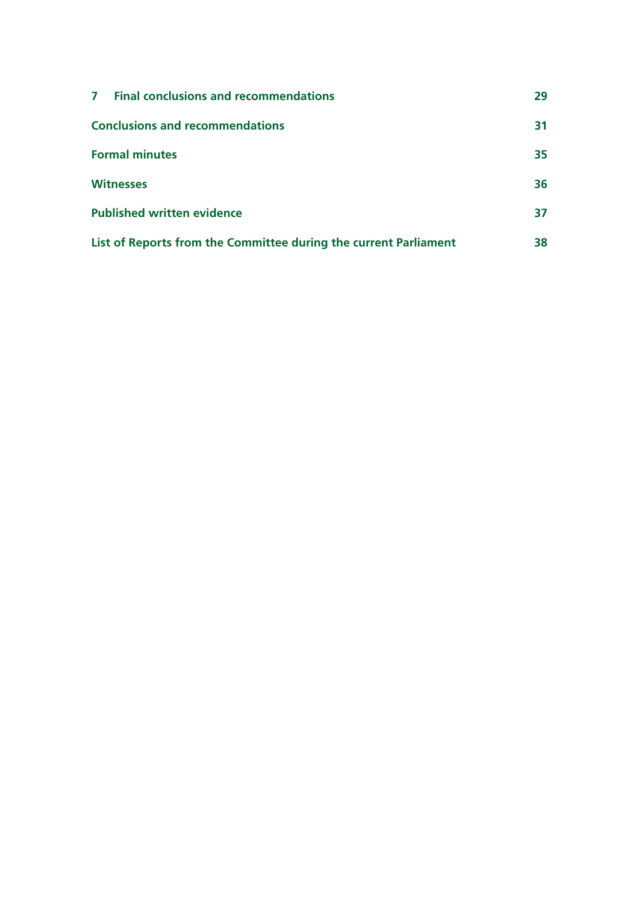| | |
|---|---|
| **7 Final conclusions and recommendations** | **29** |
| **Conclusions and recommendations** | **31** |
| **Formal minutes** | **35** |
| **Witnesses** | **36** |
| **Published written evidence** | **37** |
| **List of Reports from the Committee during the current Parliament** | **38** |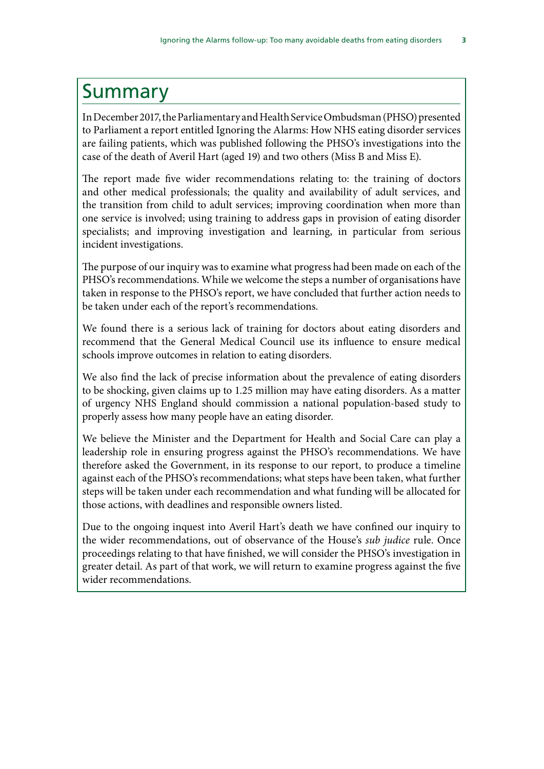# Summary

In December 2017, the Parliamentary and Health Service Ombudsman (PHSO) presented to Parliament a report entitled Ignoring the Alarms: How NHS eating disorder services are failing patients, which was published following the PHSO's investigations into the case of the death of Averil Hart (aged 19) and two others (Miss B and Miss E).

The report made five wider recommendations relating to: the training of doctors and other medical professionals; the quality and availability of adult services, and the transition from child to adult services; improving coordination when more than one service is involved; using training to address gaps in provision of eating disorder specialists; and improving investigation and learning, in particular from serious incident investigations.

The purpose of our inquiry was to examine what progress had been made on each of the PHSO's recommendations. While we welcome the steps a number of organisations have taken in response to the PHSO's report, we have concluded that further action needs to be taken under each of the report's recommendations.

We found there is a serious lack of training for doctors about eating disorders and recommend that the General Medical Council use its influence to ensure medical schools improve outcomes in relation to eating disorders.

We also find the lack of precise information about the prevalence of eating disorders to be shocking, given claims up to 1.25 million may have eating disorders. As a matter of urgency NHS England should commission a national population-based study to properly assess how many people have an eating disorder.

We believe the Minister and the Department for Health and Social Care can play a leadership role in ensuring progress against the PHSO's recommendations. We have therefore asked the Government, in its response to our report, to produce a timeline against each of the PHSO's recommendations; what steps have been taken, what further steps will be taken under each recommendation and what funding will be allocated for those actions, with deadlines and responsible owners listed.

Due to the ongoing inquest into Averil Hart's death we have confined our inquiry to the wider recommendations, out of observance of the House's *sub judice* rule. Once proceedings relating to that have finished, we will consider the PHSO's investigation in greater detail. As part of that work, we will return to examine progress against the five wider recommendations.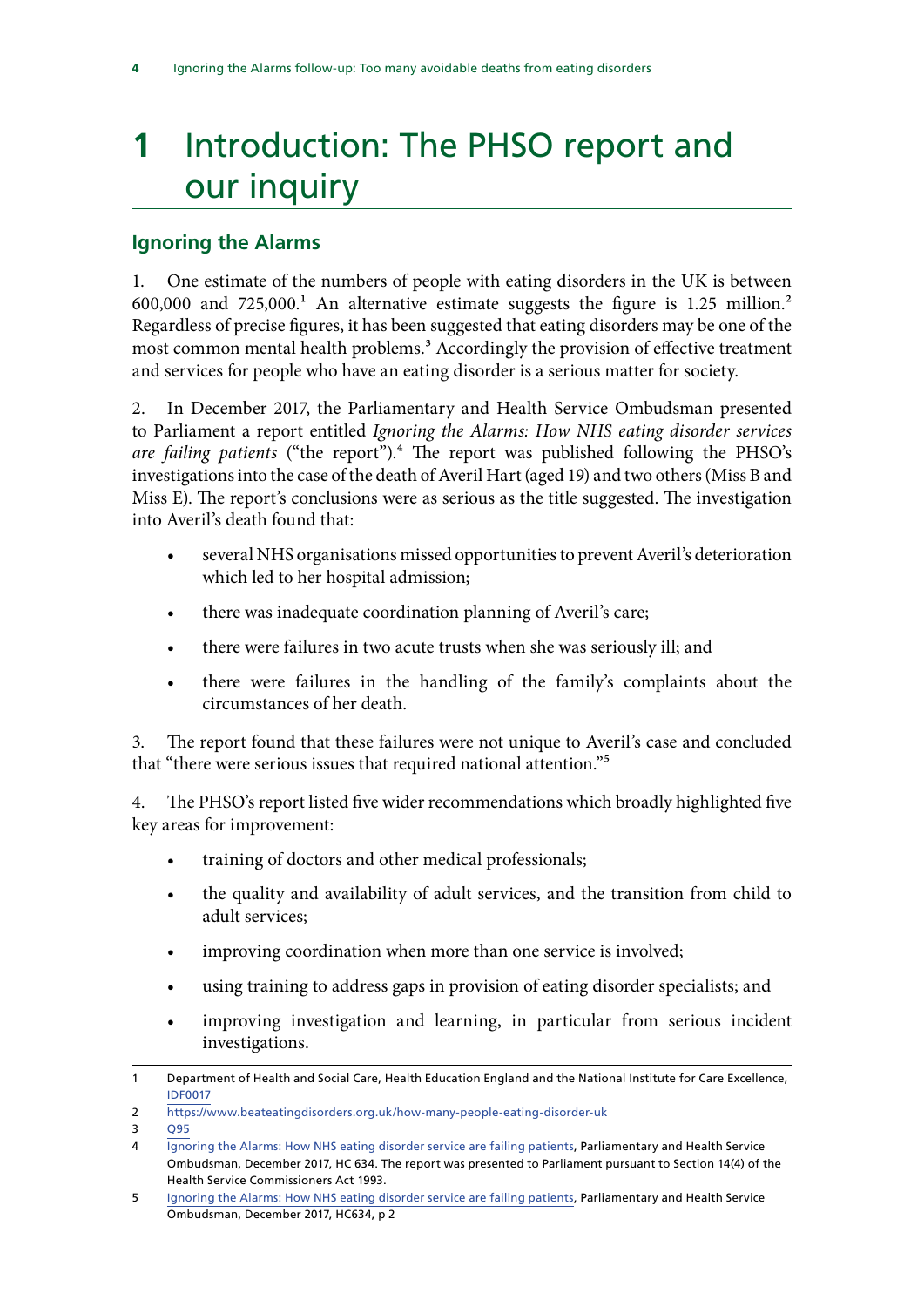# 1 Introduction: The PHSO report and our inquiry

## Ignoring the Alarms

1. One estimate of the numbers of people with eating disorders in the UK is between 600,000 and 725,000.[1] An alternative estimate suggests the figure is 1.25 million.[2] Regardless of precise figures, it has been suggested that eating disorders may be one of the most common mental health problems.[3] Accordingly the provision of effective treatment and services for people who have an eating disorder is a serious matter for society.

2. In December 2017, the Parliamentary and Health Service Ombudsman presented to Parliament a report entitled *Ignoring the Alarms: How NHS eating disorder services are failing patients* ("the report").[4] The report was published following the PHSO's investigations into the case of the death of Averil Hart (aged 19) and two others (Miss B and Miss E). The report's conclusions were as serious as the title suggested. The investigation into Averil's death found that:

- several NHS organisations missed opportunities to prevent Averil's deterioration which led to her hospital admission;
- there was inadequate coordination planning of Averil's care;
- there were failures in two acute trusts when she was seriously ill; and
- there were failures in the handling of the family's complaints about the circumstances of her death.

3. The report found that these failures were not unique to Averil's case and concluded that "there were serious issues that required national attention."[5]

4. The PHSO's report listed five wider recommendations which broadly highlighted five key areas for improvement:

- training of doctors and other medical professionals;
- the quality and availability of adult services, and the transition from child to adult services;
- improving coordination when more than one service is involved;
- using training to address gaps in provision of eating disorder specialists; and
- improving investigation and learning, in particular from serious incident investigations.

---

1 Department of Health and Social Care, Health Education England and the National Institute for Care Excellence, IDF0017

2 https://www.beateatingdisorders.org.uk/how-many-people-eating-disorder-uk

3 Q95

4 Ignoring the Alarms: How NHS eating disorder service are failing patients, Parliamentary and Health Service Ombudsman, December 2017, HC 634. The report was presented to Parliament pursuant to Section 14(4) of the Health Service Commissioners Act 1993.

5 Ignoring the Alarms: How NHS eating disorder service are failing patients, Parliamentary and Health Service Ombudsman, December 2017, HC634, p 2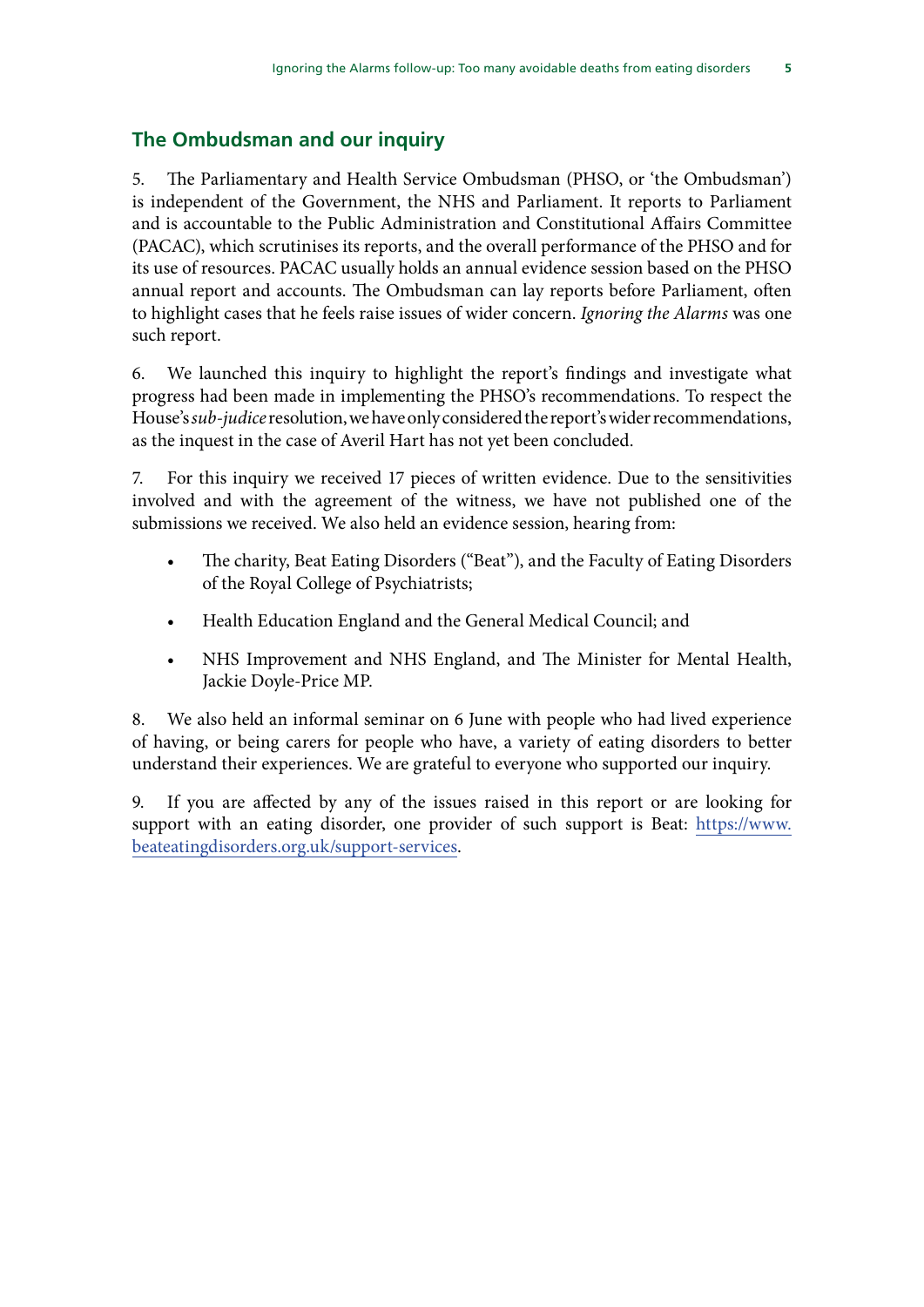## The Ombudsman and our inquiry

5. The Parliamentary and Health Service Ombudsman (PHSO, or 'the Ombudsman') is independent of the Government, the NHS and Parliament. It reports to Parliament and is accountable to the Public Administration and Constitutional Affairs Committee (PACAC), which scrutinises its reports, and the overall performance of the PHSO and for its use of resources. PACAC usually holds an annual evidence session based on the PHSO annual report and accounts. The Ombudsman can lay reports before Parliament, often to highlight cases that he feels raise issues of wider concern. *Ignoring the Alarms* was one such report.

6. We launched this inquiry to highlight the report's findings and investigate what progress had been made in implementing the PHSO's recommendations. To respect the House's *sub-judice* resolution, we have only considered the report's wider recommendations, as the inquest in the case of Averil Hart has not yet been concluded.

7. For this inquiry we received 17 pieces of written evidence. Due to the sensitivities involved and with the agreement of the witness, we have not published one of the submissions we received. We also held an evidence session, hearing from:

- The charity, Beat Eating Disorders ("Beat"), and the Faculty of Eating Disorders of the Royal College of Psychiatrists;
- Health Education England and the General Medical Council; and
- NHS Improvement and NHS England, and The Minister for Mental Health, Jackie Doyle-Price MP.

8. We also held an informal seminar on 6 June with people who had lived experience of having, or being carers for people who have, a variety of eating disorders to better understand their experiences. We are grateful to everyone who supported our inquiry.

9. If you are affected by any of the issues raised in this report or are looking for support with an eating disorder, one provider of such support is Beat: https://www.beateatingdisorders.org.uk/support-services.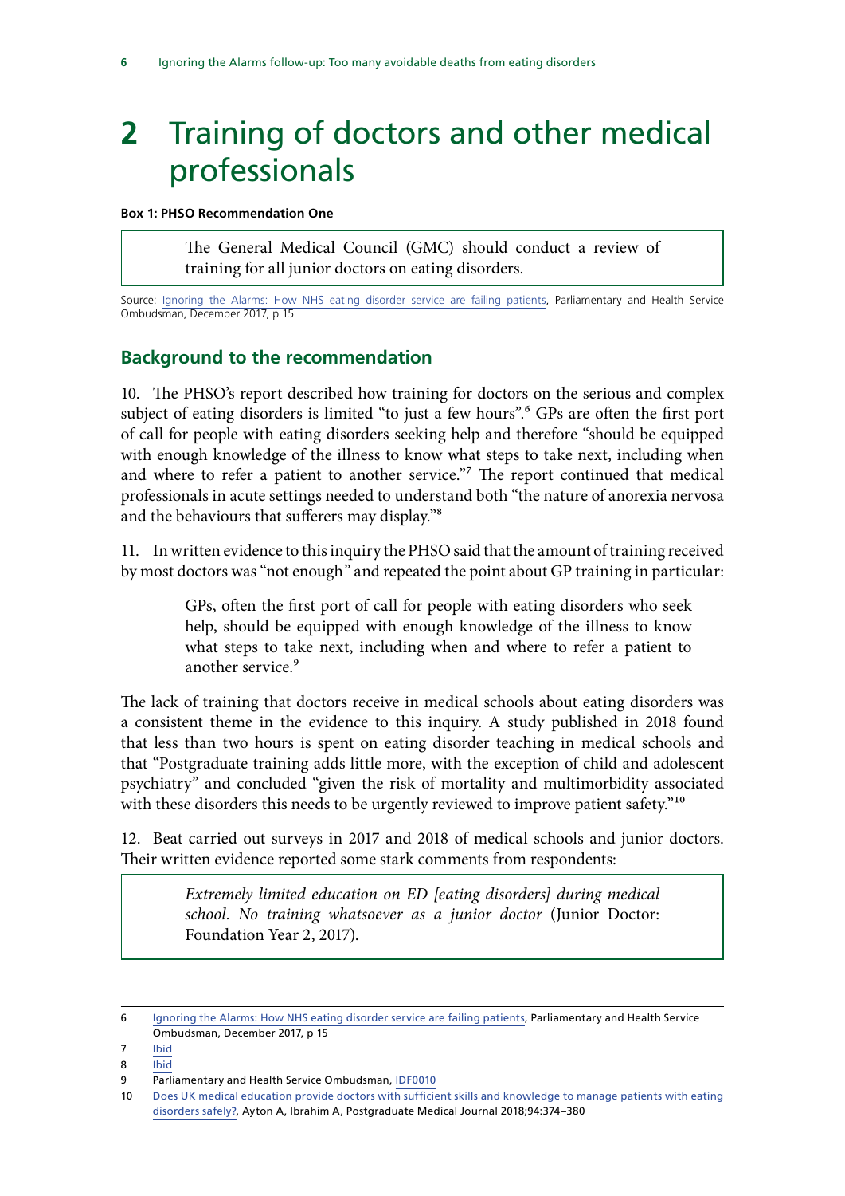# 2 Training of doctors and other medical professionals

**Box 1: PHSO Recommendation One**

> The General Medical Council (GMC) should conduct a review of training for all junior doctors on eating disorders.

Source: Ignoring the Alarms: How NHS eating disorder service are failing patients, Parliamentary and Health Service Ombudsman, December 2017, p 15

## Background to the recommendation

10. The PHSO's report described how training for doctors on the serious and complex subject of eating disorders is limited "to just a few hours".[6] GPs are often the first port of call for people with eating disorders seeking help and therefore "should be equipped with enough knowledge of the illness to know what steps to take next, including when and where to refer a patient to another service."[7] The report continued that medical professionals in acute settings needed to understand both "the nature of anorexia nervosa and the behaviours that sufferers may display."[8]

11. In written evidence to this inquiry the PHSO said that the amount of training received by most doctors was "not enough" and repeated the point about GP training in particular:

> GPs, often the first port of call for people with eating disorders who seek help, should be equipped with enough knowledge of the illness to know what steps to take next, including when and where to refer a patient to another service.[9]

The lack of training that doctors receive in medical schools about eating disorders was a consistent theme in the evidence to this inquiry. A study published in 2018 found that less than two hours is spent on eating disorder teaching in medical schools and that "Postgraduate training adds little more, with the exception of child and adolescent psychiatry" and concluded "given the risk of mortality and multimorbidity associated with these disorders this needs to be urgently reviewed to improve patient safety."[10]

12. Beat carried out surveys in 2017 and 2018 of medical schools and junior doctors. Their written evidence reported some stark comments from respondents:

> *Extremely limited education on ED [eating disorders] during medical school. No training whatsoever as a junior doctor* (Junior Doctor: Foundation Year 2, 2017).

---

6 Ignoring the Alarms: How NHS eating disorder service are failing patients, Parliamentary and Health Service Ombudsman, December 2017, p 15

7 Ibid

8 Ibid

9 Parliamentary and Health Service Ombudsman, IDF0010

10 Does UK medical education provide doctors with sufficient skills and knowledge to manage patients with eating disorders safely?, Ayton A, Ibrahim A, Postgraduate Medical Journal 2018;94:374–380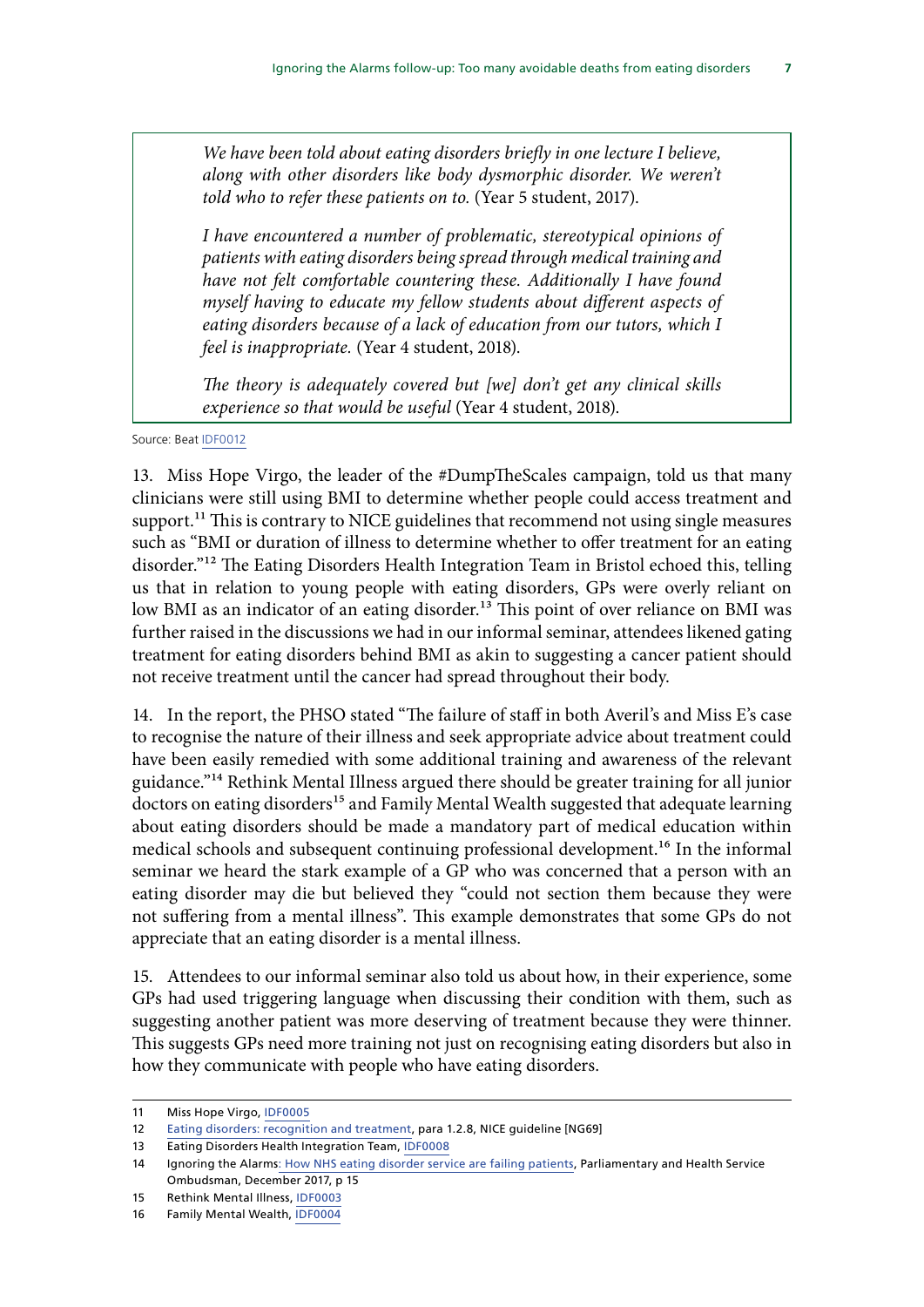> *We have been told about eating disorders briefly in one lecture I believe, along with other disorders like body dysmorphic disorder. We weren't told who to refer these patients on to.* (Year 5 student, 2017).
>
> *I have encountered a number of problematic, stereotypical opinions of patients with eating disorders being spread through medical training and have not felt comfortable countering these. Additionally I have found myself having to educate my fellow students about different aspects of eating disorders because of a lack of education from our tutors, which I feel is inappropriate.* (Year 4 student, 2018).
>
> *The theory is adequately covered but [we] don't get any clinical skills experience so that would be useful* (Year 4 student, 2018).

Source: Beat IDF0012

13. Miss Hope Virgo, the leader of the #DumpTheScales campaign, told us that many clinicians were still using BMI to determine whether people could access treatment and support.[11] This is contrary to NICE guidelines that recommend not using single measures such as "BMI or duration of illness to determine whether to offer treatment for an eating disorder."[12] The Eating Disorders Health Integration Team in Bristol echoed this, telling us that in relation to young people with eating disorders, GPs were overly reliant on low BMI as an indicator of an eating disorder.[13] This point of over reliance on BMI was further raised in the discussions we had in our informal seminar, attendees likened gating treatment for eating disorders behind BMI as akin to suggesting a cancer patient should not receive treatment until the cancer had spread throughout their body.

14. In the report, the PHSO stated "The failure of staff in both Averil's and Miss E's case to recognise the nature of their illness and seek appropriate advice about treatment could have been easily remedied with some additional training and awareness of the relevant guidance."[14] Rethink Mental Illness argued there should be greater training for all junior doctors on eating disorders[15] and Family Mental Wealth suggested that adequate learning about eating disorders should be made a mandatory part of medical education within medical schools and subsequent continuing professional development.[16] In the informal seminar we heard the stark example of a GP who was concerned that a person with an eating disorder may die but believed they "could not section them because they were not suffering from a mental illness". This example demonstrates that some GPs do not appreciate that an eating disorder is a mental illness.

15. Attendees to our informal seminar also told us about how, in their experience, some GPs had used triggering language when discussing their condition with them, such as suggesting another patient was more deserving of treatment because they were thinner. This suggests GPs need more training not just on recognising eating disorders but also in how they communicate with people who have eating disorders.

---

11 Miss Hope Virgo, IDF0005

12 Eating disorders: recognition and treatment, para 1.2.8, NICE guideline [NG69]

13 Eating Disorders Health Integration Team, IDF0008

14 Ignoring the Alarms: How NHS eating disorder service are failing patients, Parliamentary and Health Service Ombudsman, December 2017, p 15

15 Rethink Mental Illness, IDF0003

16 Family Mental Wealth, IDF0004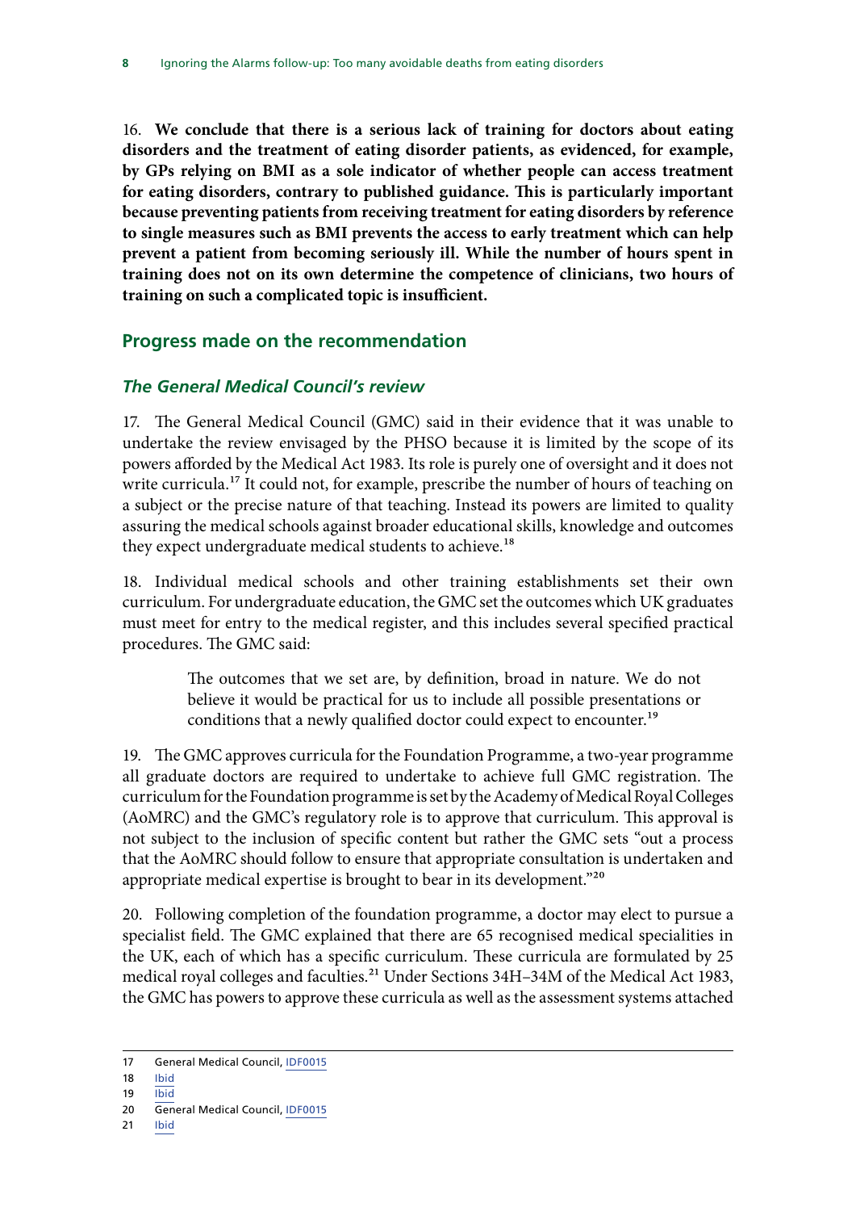16. **We conclude that there is a serious lack of training for doctors about eating disorders and the treatment of eating disorder patients, as evidenced, for example, by GPs relying on BMI as a sole indicator of whether people can access treatment for eating disorders, contrary to published guidance. This is particularly important because preventing patients from receiving treatment for eating disorders by reference to single measures such as BMI prevents the access to early treatment which can help prevent a patient from becoming seriously ill. While the number of hours spent in training does not on its own determine the competence of clinicians, two hours of training on such a complicated topic is insufficient.**

## Progress made on the recommendation

### *The General Medical Council's review*

17. The General Medical Council (GMC) said in their evidence that it was unable to undertake the review envisaged by the PHSO because it is limited by the scope of its powers afforded by the Medical Act 1983. Its role is purely one of oversight and it does not write curricula.[17] It could not, for example, prescribe the number of hours of teaching on a subject or the precise nature of that teaching. Instead its powers are limited to quality assuring the medical schools against broader educational skills, knowledge and outcomes they expect undergraduate medical students to achieve.[18]

18. Individual medical schools and other training establishments set their own curriculum. For undergraduate education, the GMC set the outcomes which UK graduates must meet for entry to the medical register, and this includes several specified practical procedures. The GMC said:

> The outcomes that we set are, by definition, broad in nature. We do not believe it would be practical for us to include all possible presentations or conditions that a newly qualified doctor could expect to encounter.[19]

19. The GMC approves curricula for the Foundation Programme, a two-year programme all graduate doctors are required to undertake to achieve full GMC registration. The curriculum for the Foundation programme is set by the Academy of Medical Royal Colleges (AoMRC) and the GMC's regulatory role is to approve that curriculum. This approval is not subject to the inclusion of specific content but rather the GMC sets "out a process that the AoMRC should follow to ensure that appropriate consultation is undertaken and appropriate medical expertise is brought to bear in its development."[20]

20. Following completion of the foundation programme, a doctor may elect to pursue a specialist field. The GMC explained that there are 65 recognised medical specialities in the UK, each of which has a specific curriculum. These curricula are formulated by 25 medical royal colleges and faculties.[21] Under Sections 34H–34M of the Medical Act 1983, the GMC has powers to approve these curricula as well as the assessment systems attached

---

17 General Medical Council, IDF0015

18 Ibid

19 Ibid

20 General Medical Council, IDF0015

21 Ibid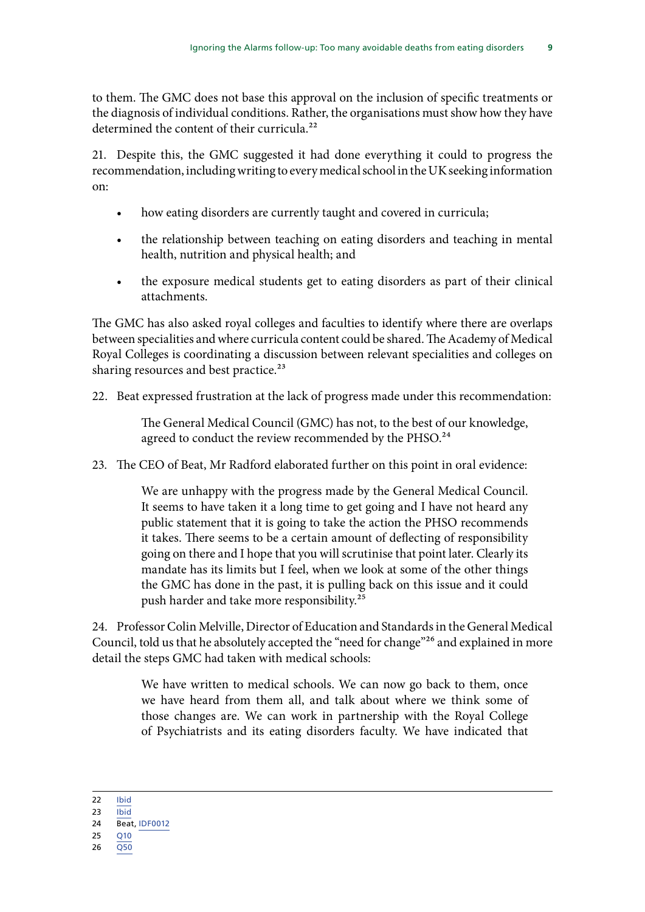to them. The GMC does not base this approval on the inclusion of specific treatments or the diagnosis of individual conditions. Rather, the organisations must show how they have determined the content of their curricula.[22]

21. Despite this, the GMC suggested it had done everything it could to progress the recommendation, including writing to every medical school in the UK seeking information on:

- how eating disorders are currently taught and covered in curricula;
- the relationship between teaching on eating disorders and teaching in mental health, nutrition and physical health; and
- the exposure medical students get to eating disorders as part of their clinical attachments.

The GMC has also asked royal colleges and faculties to identify where there are overlaps between specialities and where curricula content could be shared. The Academy of Medical Royal Colleges is coordinating a discussion between relevant specialities and colleges on sharing resources and best practice.[23]

22. Beat expressed frustration at the lack of progress made under this recommendation:

> The General Medical Council (GMC) has not, to the best of our knowledge, agreed to conduct the review recommended by the PHSO.[24]

23. The CEO of Beat, Mr Radford elaborated further on this point in oral evidence:

> We are unhappy with the progress made by the General Medical Council. It seems to have taken it a long time to get going and I have not heard any public statement that it is going to take the action the PHSO recommends it takes. There seems to be a certain amount of deflecting of responsibility going on there and I hope that you will scrutinise that point later. Clearly its mandate has its limits but I feel, when we look at some of the other things the GMC has done in the past, it is pulling back on this issue and it could push harder and take more responsibility.[25]

24. Professor Colin Melville, Director of Education and Standards in the General Medical Council, told us that he absolutely accepted the "need for change"[26] and explained in more detail the steps GMC had taken with medical schools:

> We have written to medical schools. We can now go back to them, once we have heard from them all, and talk about where we think some of those changes are. We can work in partnership with the Royal College of Psychiatrists and its eating disorders faculty. We have indicated that

---

22 Ibid
23 Ibid
24 Beat, IDF0012
25 Q10
26 Q50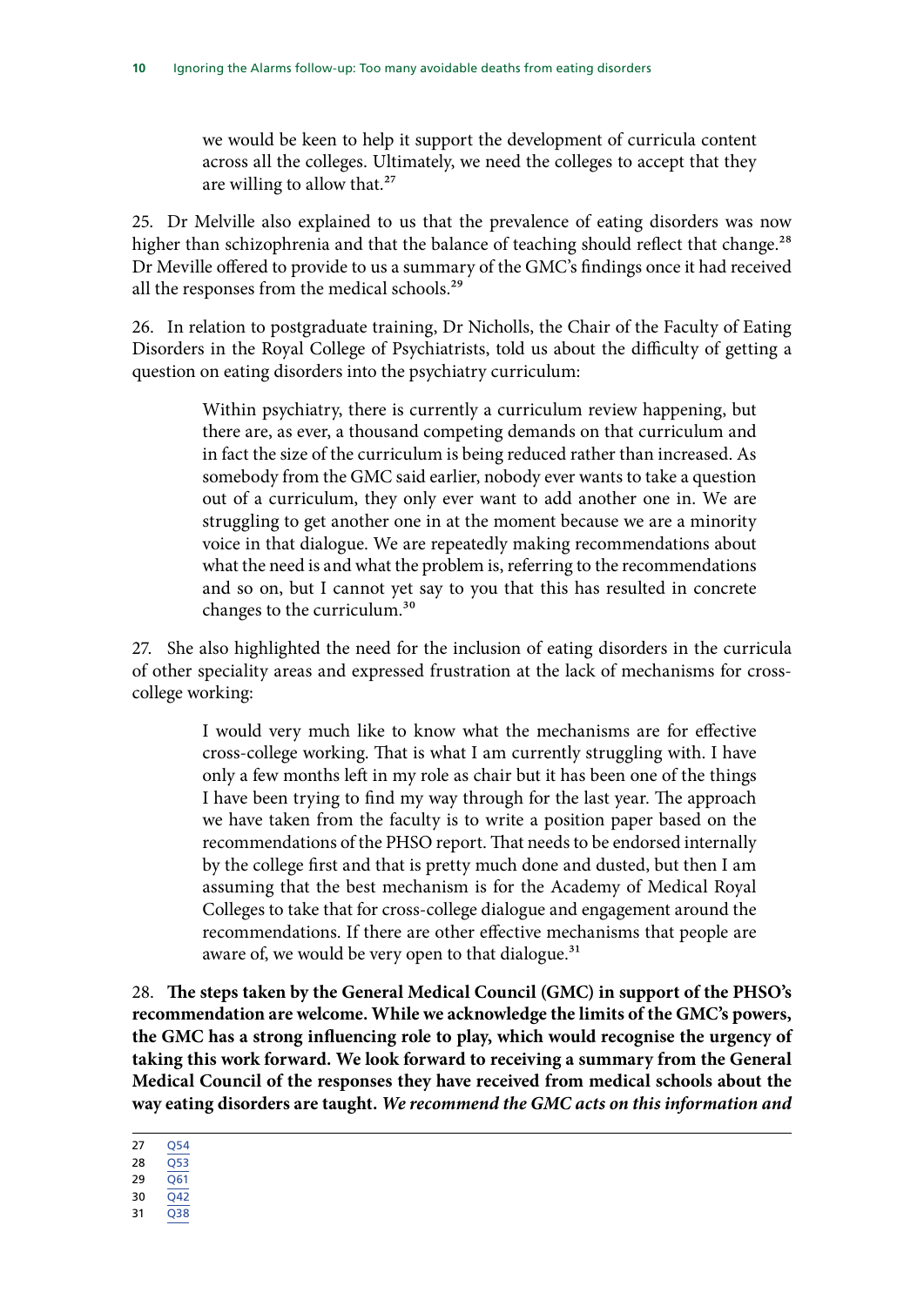> we would be keen to help it support the development of curricula content across all the colleges. Ultimately, we need the colleges to accept that they are willing to allow that.[27]

25. Dr Melville also explained to us that the prevalence of eating disorders was now higher than schizophrenia and that the balance of teaching should reflect that change.[28] Dr Meville offered to provide to us a summary of the GMC's findings once it had received all the responses from the medical schools.[29]

26. In relation to postgraduate training, Dr Nicholls, the Chair of the Faculty of Eating Disorders in the Royal College of Psychiatrists, told us about the difficulty of getting a question on eating disorders into the psychiatry curriculum:

> Within psychiatry, there is currently a curriculum review happening, but there are, as ever, a thousand competing demands on that curriculum and in fact the size of the curriculum is being reduced rather than increased. As somebody from the GMC said earlier, nobody ever wants to take a question out of a curriculum, they only ever want to add another one in. We are struggling to get another one in at the moment because we are a minority voice in that dialogue. We are repeatedly making recommendations about what the need is and what the problem is, referring to the recommendations and so on, but I cannot yet say to you that this has resulted in concrete changes to the curriculum.[30]

27. She also highlighted the need for the inclusion of eating disorders in the curricula of other speciality areas and expressed frustration at the lack of mechanisms for cross-college working:

> I would very much like to know what the mechanisms are for effective cross-college working. That is what I am currently struggling with. I have only a few months left in my role as chair but it has been one of the things I have been trying to find my way through for the last year. The approach we have taken from the faculty is to write a position paper based on the recommendations of the PHSO report. That needs to be endorsed internally by the college first and that is pretty much done and dusted, but then I am assuming that the best mechanism is for the Academy of Medical Royal Colleges to take that for cross-college dialogue and engagement around the recommendations. If there are other effective mechanisms that people are aware of, we would be very open to that dialogue.[31]

28. **The steps taken by the General Medical Council (GMC) in support of the PHSO's recommendation are welcome. While we acknowledge the limits of the GMC's powers, the GMC has a strong influencing role to play, which would recognise the urgency of taking this work forward. We look forward to receiving a summary from the General Medical Council of the responses they have received from medical schools about the way eating disorders are taught.** ***We recommend the GMC acts on this information and***

27 Q54
28 Q53
29 Q61
30 Q42
31 Q38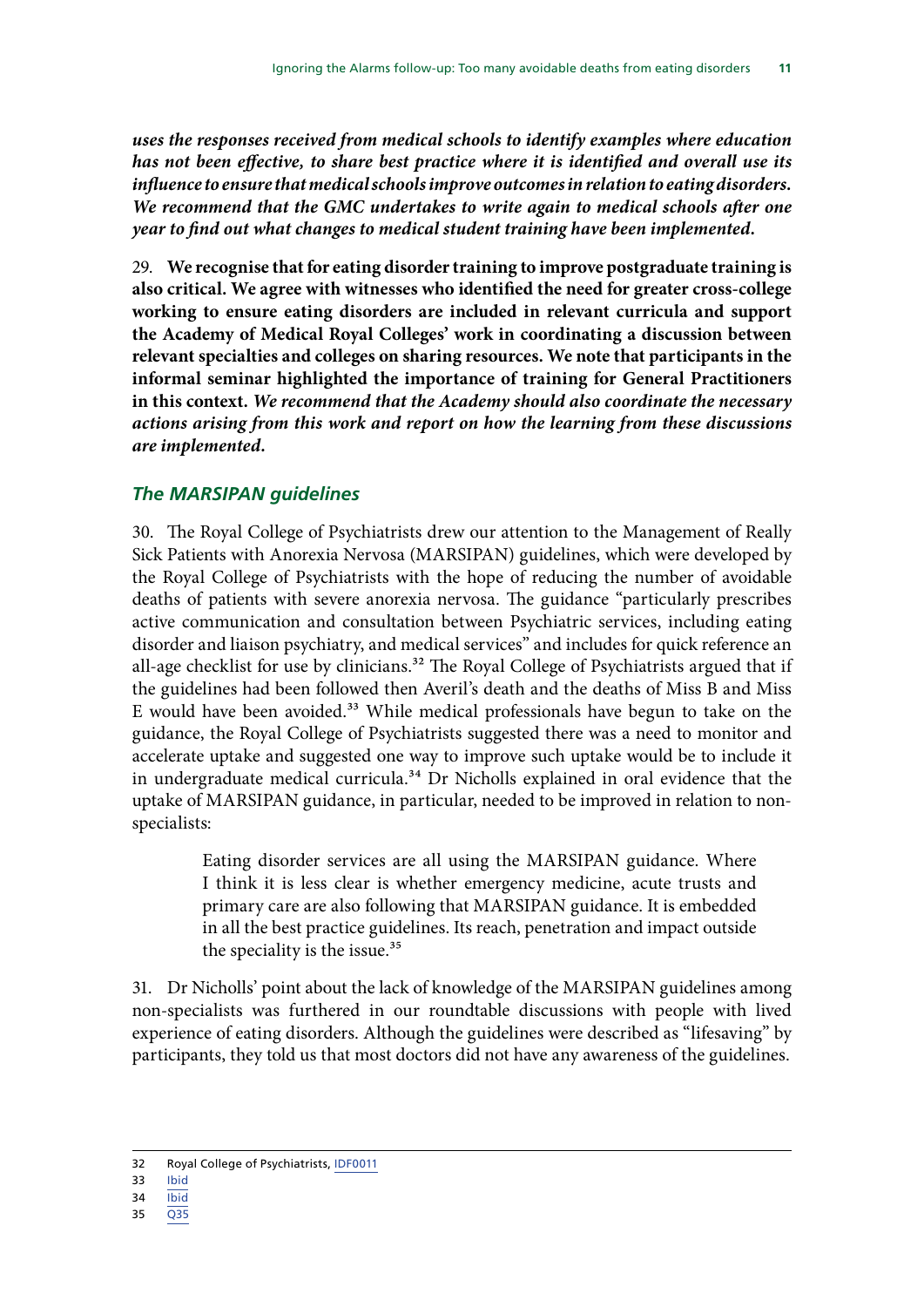***uses the responses received from medical schools to identify examples where education has not been effective, to share best practice where it is identified and overall use its influence to ensure that medical schools improve outcomes in relation to eating disorders. We recommend that the GMC undertakes to write again to medical schools after one year to find out what changes to medical student training have been implemented.***

29. **We recognise that for eating disorder training to improve postgraduate training is also critical. We agree with witnesses who identified the need for greater cross-college working to ensure eating disorders are included in relevant curricula and support the Academy of Medical Royal Colleges' work in coordinating a discussion between relevant specialties and colleges on sharing resources. We note that participants in the informal seminar highlighted the importance of training for General Practitioners in this context. *We recommend that the Academy should also coordinate the necessary actions arising from this work and report on how the learning from these discussions are implemented.***

### *The MARSIPAN guidelines*

30. The Royal College of Psychiatrists drew our attention to the Management of Really Sick Patients with Anorexia Nervosa (MARSIPAN) guidelines, which were developed by the Royal College of Psychiatrists with the hope of reducing the number of avoidable deaths of patients with severe anorexia nervosa. The guidance "particularly prescribes active communication and consultation between Psychiatric services, including eating disorder and liaison psychiatry, and medical services" and includes for quick reference an all-age checklist for use by clinicians.[32] The Royal College of Psychiatrists argued that if the guidelines had been followed then Averil's death and the deaths of Miss B and Miss E would have been avoided.[33] While medical professionals have begun to take on the guidance, the Royal College of Psychiatrists suggested there was a need to monitor and accelerate uptake and suggested one way to improve such uptake would be to include it in undergraduate medical curricula.[34] Dr Nicholls explained in oral evidence that the uptake of MARSIPAN guidance, in particular, needed to be improved in relation to non-specialists:

> Eating disorder services are all using the MARSIPAN guidance. Where I think it is less clear is whether emergency medicine, acute trusts and primary care are also following that MARSIPAN guidance. It is embedded in all the best practice guidelines. Its reach, penetration and impact outside the speciality is the issue.[35]

31. Dr Nicholls' point about the lack of knowledge of the MARSIPAN guidelines among non-specialists was furthered in our roundtable discussions with people with lived experience of eating disorders. Although the guidelines were described as "lifesaving" by participants, they told us that most doctors did not have any awareness of the guidelines.

---

32 Royal College of Psychiatrists, IDF0011

33 Ibid

34 Ibid

35 Q35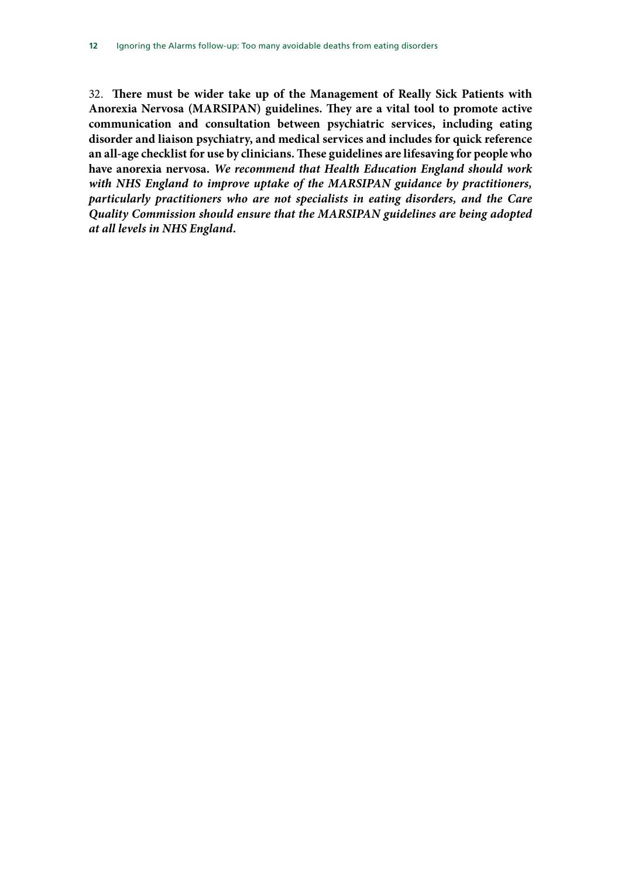32. **There must be wider take up of the Management of Really Sick Patients with Anorexia Nervosa (MARSIPAN) guidelines. They are a vital tool to promote active communication and consultation between psychiatric services, including eating disorder and liaison psychiatry, and medical services and includes for quick reference an all-age checklist for use by clinicians. These guidelines are lifesaving for people who have anorexia nervosa.** ***We recommend that Health Education England should work with NHS England to improve uptake of the MARSIPAN guidance by practitioners, particularly practitioners who are not specialists in eating disorders, and the Care Quality Commission should ensure that the MARSIPAN guidelines are being adopted at all levels in NHS England*****.**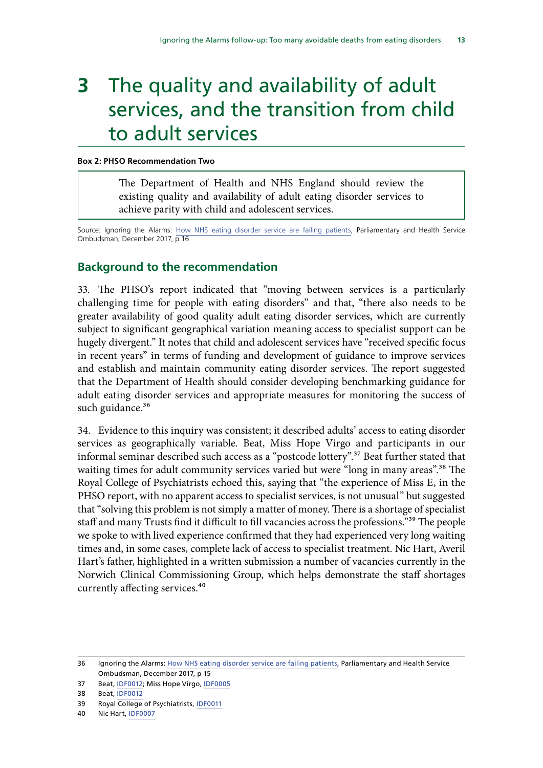# 3 The quality and availability of adult services, and the transition from child to adult services

**Box 2: PHSO Recommendation Two**

> The Department of Health and NHS England should review the existing quality and availability of adult eating disorder services to achieve parity with child and adolescent services.

Source: Ignoring the Alarms: How NHS eating disorder service are failing patients, Parliamentary and Health Service Ombudsman, December 2017, p 16

## Background to the recommendation

33. The PHSO's report indicated that "moving between services is a particularly challenging time for people with eating disorders" and that, "there also needs to be greater availability of good quality adult eating disorder services, which are currently subject to significant geographical variation meaning access to specialist support can be hugely divergent." It notes that child and adolescent services have "received specific focus in recent years" in terms of funding and development of guidance to improve services and establish and maintain community eating disorder services. The report suggested that the Department of Health should consider developing benchmarking guidance for adult eating disorder services and appropriate measures for monitoring the success of such guidance.[36]

34. Evidence to this inquiry was consistent; it described adults' access to eating disorder services as geographically variable. Beat, Miss Hope Virgo and participants in our informal seminar described such access as a "postcode lottery".[37] Beat further stated that waiting times for adult community services varied but were "long in many areas".[38] The Royal College of Psychiatrists echoed this, saying that "the experience of Miss E, in the PHSO report, with no apparent access to specialist services, is not unusual" but suggested that "solving this problem is not simply a matter of money. There is a shortage of specialist staff and many Trusts find it difficult to fill vacancies across the professions."[39] The people we spoke to with lived experience confirmed that they had experienced very long waiting times and, in some cases, complete lack of access to specialist treatment. Nic Hart, Averil Hart's father, highlighted in a written submission a number of vacancies currently in the Norwich Clinical Commissioning Group, which helps demonstrate the staff shortages currently affecting services.[40]

---

36 Ignoring the Alarms: How NHS eating disorder service are failing patients, Parliamentary and Health Service Ombudsman, December 2017, p 15

37 Beat, IDF0012; Miss Hope Virgo, IDF0005

38 Beat, IDF0012

39 Royal College of Psychiatrists, IDF0011

40 Nic Hart, IDF0007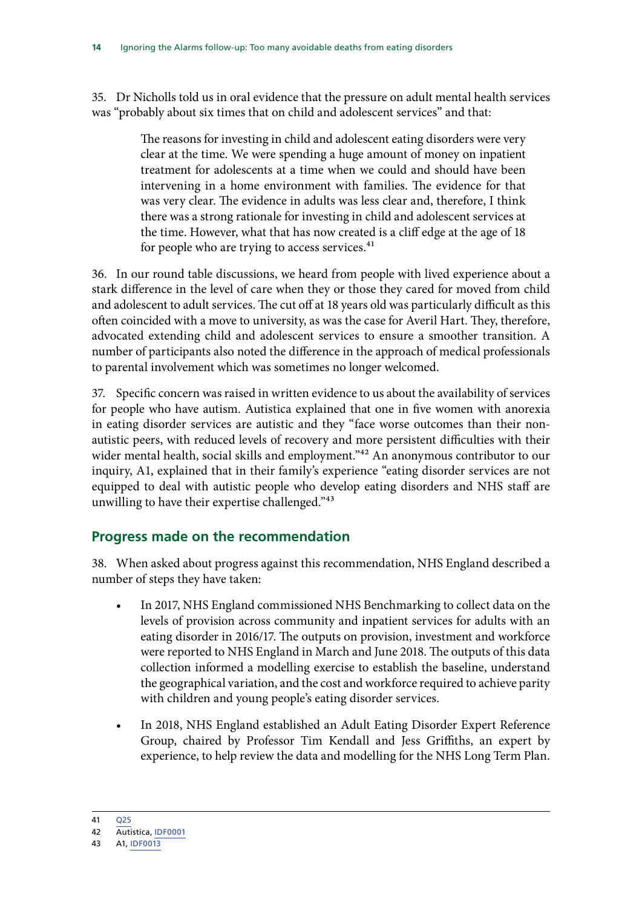35. Dr Nicholls told us in oral evidence that the pressure on adult mental health services was "probably about six times that on child and adolescent services" and that:

> The reasons for investing in child and adolescent eating disorders were very clear at the time. We were spending a huge amount of money on inpatient treatment for adolescents at a time when we could and should have been intervening in a home environment with families. The evidence for that was very clear. The evidence in adults was less clear and, therefore, I think there was a strong rationale for investing in child and adolescent services at the time. However, what that has now created is a cliff edge at the age of 18 for people who are trying to access services.[41]

36. In our round table discussions, we heard from people with lived experience about a stark difference in the level of care when they or those they cared for moved from child and adolescent to adult services. The cut off at 18 years old was particularly difficult as this often coincided with a move to university, as was the case for Averil Hart. They, therefore, advocated extending child and adolescent services to ensure a smoother transition. A number of participants also noted the difference in the approach of medical professionals to parental involvement which was sometimes no longer welcomed.

37. Specific concern was raised in written evidence to us about the availability of services for people who have autism. Autistica explained that one in five women with anorexia in eating disorder services are autistic and they "face worse outcomes than their non-autistic peers, with reduced levels of recovery and more persistent difficulties with their wider mental health, social skills and employment."[42] An anonymous contributor to our inquiry, A1, explained that in their family's experience "eating disorder services are not equipped to deal with autistic people who develop eating disorders and NHS staff are unwilling to have their expertise challenged."[43]

## Progress made on the recommendation

38. When asked about progress against this recommendation, NHS England described a number of steps they have taken:

- In 2017, NHS England commissioned NHS Benchmarking to collect data on the levels of provision across community and inpatient services for adults with an eating disorder in 2016/17. The outputs on provision, investment and workforce were reported to NHS England in March and June 2018. The outputs of this data collection informed a modelling exercise to establish the baseline, understand the geographical variation, and the cost and workforce required to achieve parity with children and young people's eating disorder services.
- In 2018, NHS England established an Adult Eating Disorder Expert Reference Group, chaired by Professor Tim Kendall and Jess Griffiths, an expert by experience, to help review the data and modelling for the NHS Long Term Plan.

41 Q25
42 Autistica, IDF0001
43 A1, IDF0013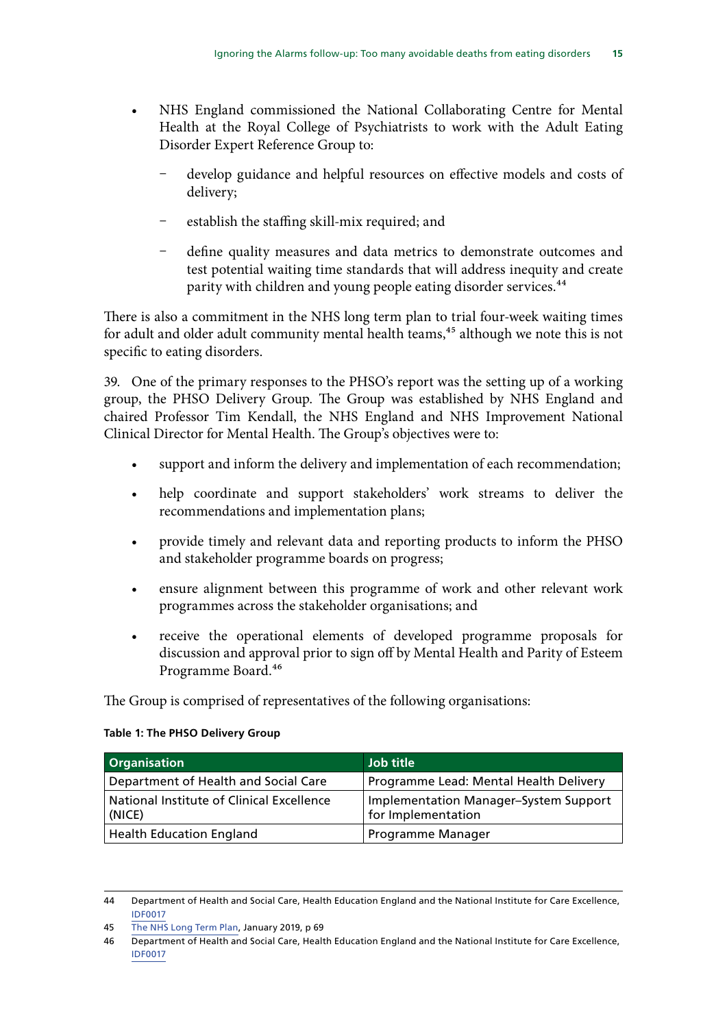- NHS England commissioned the National Collaborating Centre for Mental Health at the Royal College of Psychiatrists to work with the Adult Eating Disorder Expert Reference Group to:
  - develop guidance and helpful resources on effective models and costs of delivery;
  - establish the staffing skill-mix required; and
  - define quality measures and data metrics to demonstrate outcomes and test potential waiting time standards that will address inequity and create parity with children and young people eating disorder services.[44]

There is also a commitment in the NHS long term plan to trial four-week waiting times for adult and older adult community mental health teams,[45] although we note this is not specific to eating disorders.

39. One of the primary responses to the PHSO's report was the setting up of a working group, the PHSO Delivery Group. The Group was established by NHS England and chaired Professor Tim Kendall, the NHS England and NHS Improvement National Clinical Director for Mental Health. The Group's objectives were to:

- support and inform the delivery and implementation of each recommendation;
- help coordinate and support stakeholders' work streams to deliver the recommendations and implementation plans;
- provide timely and relevant data and reporting products to inform the PHSO and stakeholder programme boards on progress;
- ensure alignment between this programme of work and other relevant work programmes across the stakeholder organisations; and
- receive the operational elements of developed programme proposals for discussion and approval prior to sign off by Mental Health and Parity of Esteem Programme Board.[46]

The Group is comprised of representatives of the following organisations:

**Table 1: The PHSO Delivery Group**

| Organisation | Job title |
|---|---|
| Department of Health and Social Care | Programme Lead: Mental Health Delivery |
| National Institute of Clinical Excellence (NICE) | Implementation Manager–System Support for Implementation |
| Health Education England | Programme Manager |

44 Department of Health and Social Care, Health Education England and the National Institute for Care Excellence, IDF0017

45 The NHS Long Term Plan, January 2019, p 69

46 Department of Health and Social Care, Health Education England and the National Institute for Care Excellence, IDF0017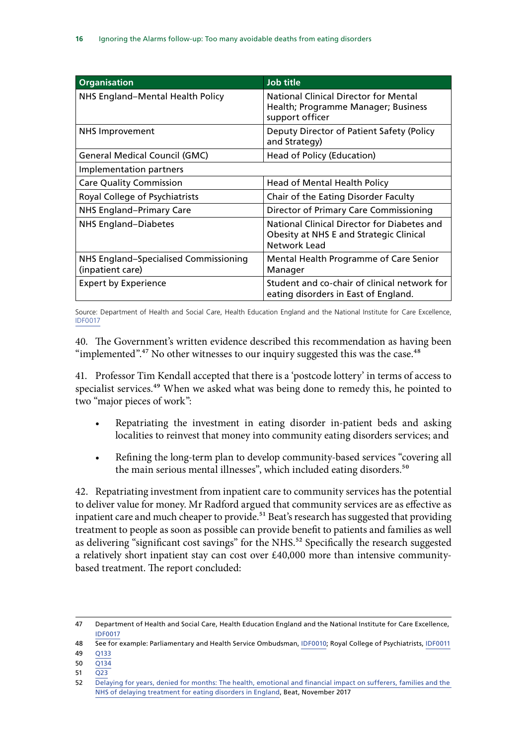| Organisation | Job title |
|---|---|
| NHS England–Mental Health Policy | National Clinical Director for Mental Health; Programme Manager; Business support officer |
| NHS Improvement | Deputy Director of Patient Safety (Policy and Strategy) |
| General Medical Council (GMC) | Head of Policy (Education) |
| Implementation partners | |
| Care Quality Commission | Head of Mental Health Policy |
| Royal College of Psychiatrists | Chair of the Eating Disorder Faculty |
| NHS England–Primary Care | Director of Primary Care Commissioning |
| NHS England–Diabetes | National Clinical Director for Diabetes and Obesity at NHS E and Strategic Clinical Network Lead |
| NHS England–Specialised Commissioning (inpatient care) | Mental Health Programme of Care Senior Manager |
| Expert by Experience | Student and co-chair of clinical network for eating disorders in East of England. |

Source: Department of Health and Social Care, Health Education England and the National Institute for Care Excellence, IDF0017

40. The Government's written evidence described this recommendation as having been "implemented".[47] No other witnesses to our inquiry suggested this was the case.[48]

41. Professor Tim Kendall accepted that there is a 'postcode lottery' in terms of access to specialist services.[49] When we asked what was being done to remedy this, he pointed to two "major pieces of work":

- Repatriating the investment in eating disorder in-patient beds and asking localities to reinvest that money into community eating disorders services; and
- Refining the long-term plan to develop community-based services "covering all the main serious mental illnesses", which included eating disorders.[50]

42. Repatriating investment from inpatient care to community services has the potential to deliver value for money. Mr Radford argued that community services are as effective as inpatient care and much cheaper to provide.[51] Beat's research has suggested that providing treatment to people as soon as possible can provide benefit to patients and families as well as delivering "significant cost savings" for the NHS.[52] Specifically the research suggested a relatively short inpatient stay can cost over £40,000 more than intensive community-based treatment. The report concluded:

47 Department of Health and Social Care, Health Education England and the National Institute for Care Excellence, IDF0017
48 See for example: Parliamentary and Health Service Ombudsman, IDF0010; Royal College of Psychiatrists, IDF0011
49 Q133
50 Q134
51 Q23
52 Delaying for years, denied for months: The health, emotional and financial impact on sufferers, families and the NHS of delaying treatment for eating disorders in England, Beat, November 2017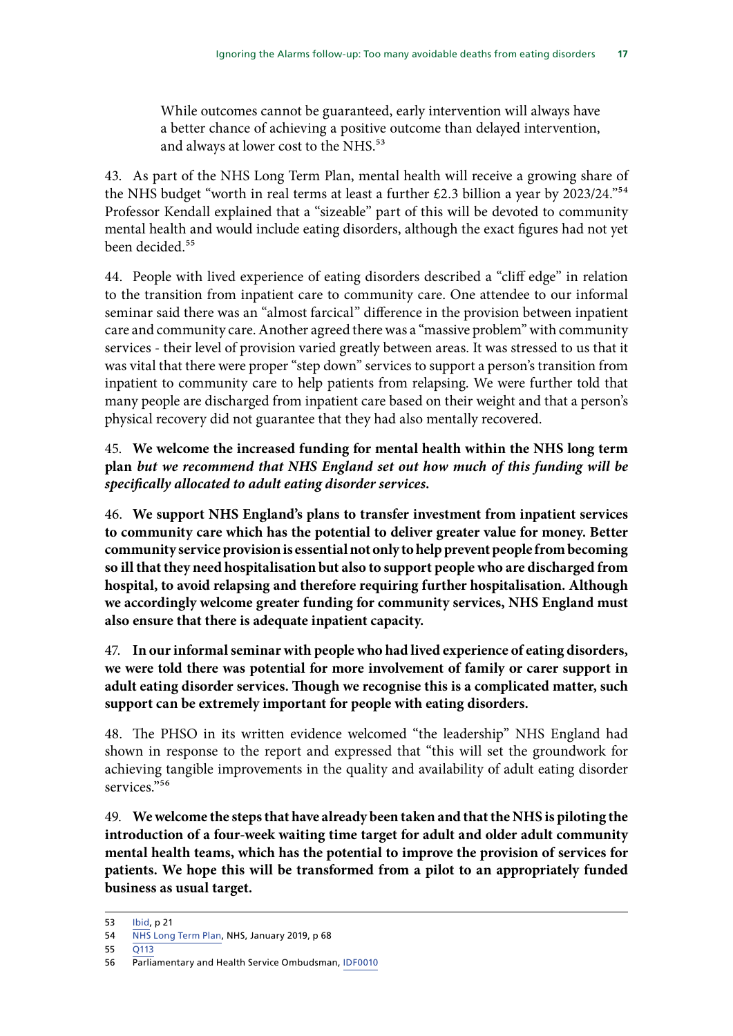> While outcomes cannot be guaranteed, early intervention will always have a better chance of achieving a positive outcome than delayed intervention, and always at lower cost to the NHS.[53]

43. As part of the NHS Long Term Plan, mental health will receive a growing share of the NHS budget "worth in real terms at least a further £2.3 billion a year by 2023/24."[54] Professor Kendall explained that a "sizeable" part of this will be devoted to community mental health and would include eating disorders, although the exact figures had not yet been decided.[55]

44. People with lived experience of eating disorders described a "cliff edge" in relation to the transition from inpatient care to community care. One attendee to our informal seminar said there was an "almost farcical" difference in the provision between inpatient care and community care. Another agreed there was a "massive problem" with community services - their level of provision varied greatly between areas. It was stressed to us that it was vital that there were proper "step down" services to support a person's transition from inpatient to community care to help patients from relapsing. We were further told that many people are discharged from inpatient care based on their weight and that a person's physical recovery did not guarantee that they had also mentally recovered.

45. **We welcome the increased funding for mental health within the NHS long term plan *but we recommend that NHS England set out how much of this funding will be specifically allocated to adult eating disorder services.***

46. **We support NHS England's plans to transfer investment from inpatient services to community care which has the potential to deliver greater value for money. Better community service provision is essential not only to help prevent people from becoming so ill that they need hospitalisation but also to support people who are discharged from hospital, to avoid relapsing and therefore requiring further hospitalisation. Although we accordingly welcome greater funding for community services, NHS England must also ensure that there is adequate inpatient capacity.**

47. **In our informal seminar with people who had lived experience of eating disorders, we were told there was potential for more involvement of family or carer support in adult eating disorder services. Though we recognise this is a complicated matter, such support can be extremely important for people with eating disorders.**

48. The PHSO in its written evidence welcomed "the leadership" NHS England had shown in response to the report and expressed that "this will set the groundwork for achieving tangible improvements in the quality and availability of adult eating disorder services."[56]

49. **We welcome the steps that have already been taken and that the NHS is piloting the introduction of a four-week waiting time target for adult and older adult community mental health teams, which has the potential to improve the provision of services for patients. We hope this will be transformed from a pilot to an appropriately funded business as usual target.**

---

53 Ibid, p 21

54 NHS Long Term Plan, NHS, January 2019, p 68

55 Q113

56 Parliamentary and Health Service Ombudsman, IDF0010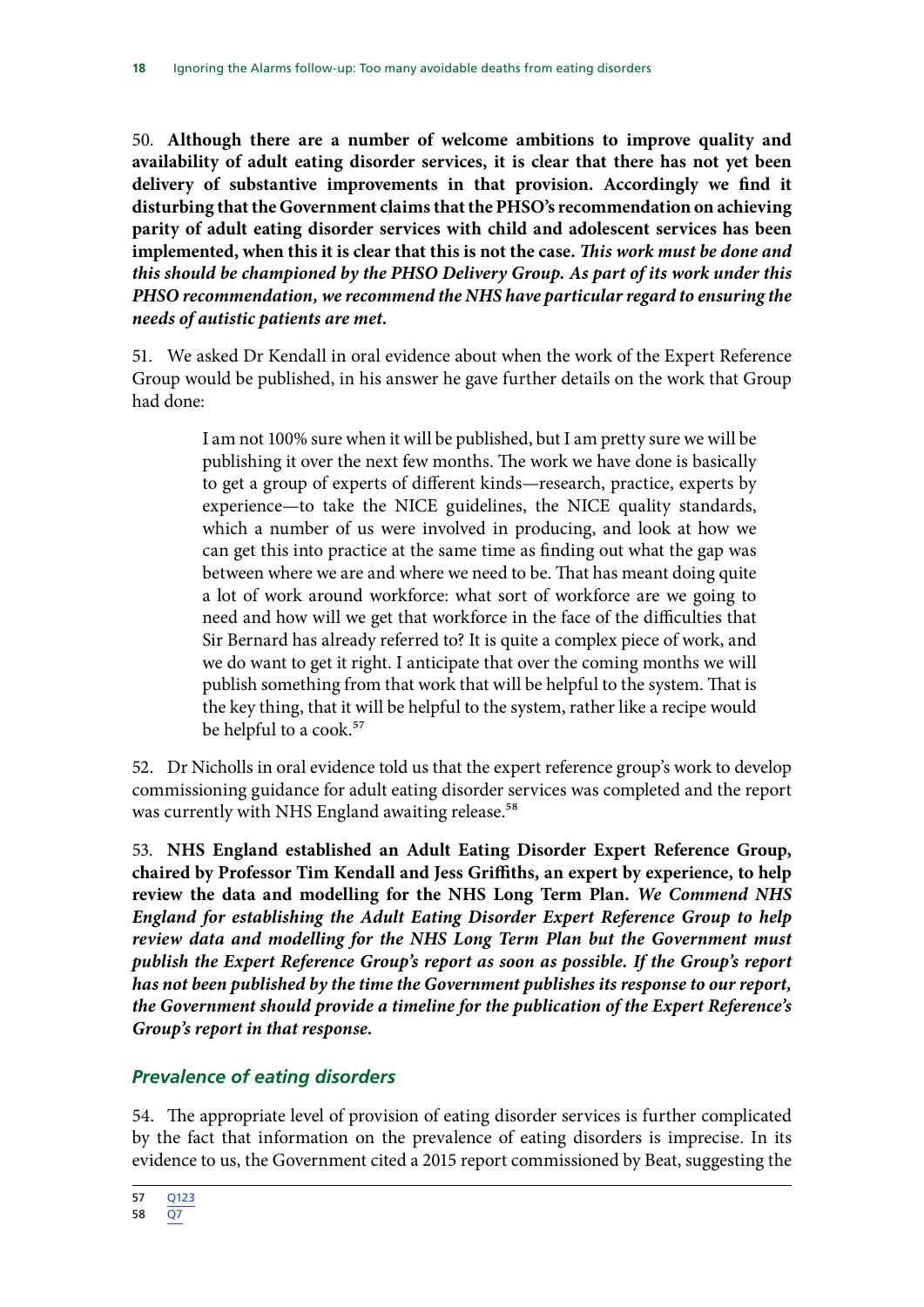50. **Although there are a number of welcome ambitions to improve quality and availability of adult eating disorder services, it is clear that there has not yet been delivery of substantive improvements in that provision. Accordingly we find it disturbing that the Government claims that the PHSO's recommendation on achieving parity of adult eating disorder services with child and adolescent services has been implemented, when this it is clear that this is not the case.** ***This work must be done and this should be championed by the PHSO Delivery Group. As part of its work under this PHSO recommendation, we recommend the NHS have particular regard to ensuring the needs of autistic patients are met.***

51. We asked Dr Kendall in oral evidence about when the work of the Expert Reference Group would be published, in his answer he gave further details on the work that Group had done:

> I am not 100% sure when it will be published, but I am pretty sure we will be publishing it over the next few months. The work we have done is basically to get a group of experts of different kinds—research, practice, experts by experience—to take the NICE guidelines, the NICE quality standards, which a number of us were involved in producing, and look at how we can get this into practice at the same time as finding out what the gap was between where we are and where we need to be. That has meant doing quite a lot of work around workforce: what sort of workforce are we going to need and how will we get that workforce in the face of the difficulties that Sir Bernard has already referred to? It is quite a complex piece of work, and we do want to get it right. I anticipate that over the coming months we will publish something from that work that will be helpful to the system. That is the key thing, that it will be helpful to the system, rather like a recipe would be helpful to a cook.[57]

52. Dr Nicholls in oral evidence told us that the expert reference group's work to develop commissioning guidance for adult eating disorder services was completed and the report was currently with NHS England awaiting release.[58]

53. **NHS England established an Adult Eating Disorder Expert Reference Group, chaired by Professor Tim Kendall and Jess Griffiths, an expert by experience, to help review the data and modelling for the NHS Long Term Plan.** ***We Commend NHS England for establishing the Adult Eating Disorder Expert Reference Group to help review data and modelling for the NHS Long Term Plan but the Government must publish the Expert Reference Group's report as soon as possible. If the Group's report has not been published by the time the Government publishes its response to our report, the Government should provide a timeline for the publication of the Expert Reference's Group's report in that response.***

## *Prevalence of eating disorders*

54. The appropriate level of provision of eating disorder services is further complicated by the fact that information on the prevalence of eating disorders is imprecise. In its evidence to us, the Government cited a 2015 report commissioned by Beat, suggesting the

57 Q123
58 Q7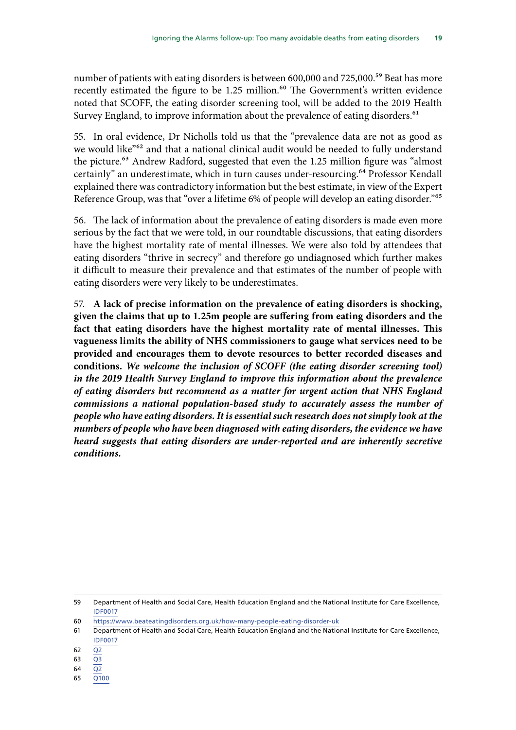number of patients with eating disorders is between 600,000 and 725,000.[59] Beat has more recently estimated the figure to be 1.25 million.[60] The Government's written evidence noted that SCOFF, the eating disorder screening tool, will be added to the 2019 Health Survey England, to improve information about the prevalence of eating disorders.[61]

55. In oral evidence, Dr Nicholls told us that the "prevalence data are not as good as we would like"[62] and that a national clinical audit would be needed to fully understand the picture.[63] Andrew Radford, suggested that even the 1.25 million figure was "almost certainly" an underestimate, which in turn causes under-resourcing.[64] Professor Kendall explained there was contradictory information but the best estimate, in view of the Expert Reference Group, was that "over a lifetime 6% of people will develop an eating disorder."[65]

56. The lack of information about the prevalence of eating disorders is made even more serious by the fact that we were told, in our roundtable discussions, that eating disorders have the highest mortality rate of mental illnesses. We were also told by attendees that eating disorders "thrive in secrecy" and therefore go undiagnosed which further makes it difficult to measure their prevalence and that estimates of the number of people with eating disorders were very likely to be underestimates.

57. **A lack of precise information on the prevalence of eating disorders is shocking, given the claims that up to 1.25m people are suffering from eating disorders and the fact that eating disorders have the highest mortality rate of mental illnesses. This vagueness limits the ability of NHS commissioners to gauge what services need to be provided and encourages them to devote resources to better recorded diseases and conditions.** ***We welcome the inclusion of SCOFF (the eating disorder screening tool) in the 2019 Health Survey England to improve this information about the prevalence of eating disorders but recommend as a matter for urgent action that NHS England commissions a national population-based study to accurately assess the number of people who have eating disorders. It is essential such research does not simply look at the numbers of people who have been diagnosed with eating disorders, the evidence we have heard suggests that eating disorders are under-reported and are inherently secretive conditions.***

59 Department of Health and Social Care, Health Education England and the National Institute for Care Excellence, IDF0017

60 https://www.beateatingdisorders.org.uk/how-many-people-eating-disorder-uk

61 Department of Health and Social Care, Health Education England and the National Institute for Care Excellence, IDF0017

62 Q2

63 Q3

64 Q2

65 Q100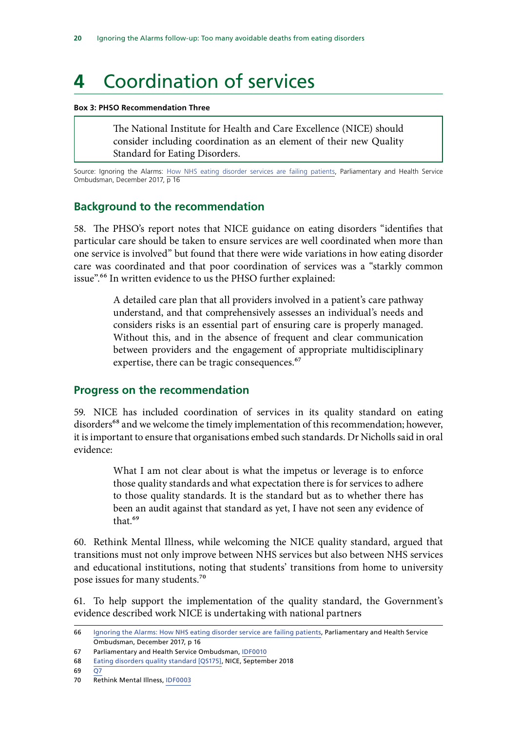# 4 Coordination of services

**Box 3: PHSO Recommendation Three**

> The National Institute for Health and Care Excellence (NICE) should consider including coordination as an element of their new Quality Standard for Eating Disorders.

Source: Ignoring the Alarms: How NHS eating disorder services are failing patients, Parliamentary and Health Service Ombudsman, December 2017, p 16

## Background to the recommendation

58. The PHSO's report notes that NICE guidance on eating disorders "identifies that particular care should be taken to ensure services are well coordinated when more than one service is involved" but found that there were wide variations in how eating disorder care was coordinated and that poor coordination of services was a "starkly common issue".[66] In written evidence to us the PHSO further explained:

> A detailed care plan that all providers involved in a patient's care pathway understand, and that comprehensively assesses an individual's needs and considers risks is an essential part of ensuring care is properly managed. Without this, and in the absence of frequent and clear communication between providers and the engagement of appropriate multidisciplinary expertise, there can be tragic consequences.[67]

## Progress on the recommendation

59. NICE has included coordination of services in its quality standard on eating disorders[68] and we welcome the timely implementation of this recommendation; however, it is important to ensure that organisations embed such standards. Dr Nicholls said in oral evidence:

> What I am not clear about is what the impetus or leverage is to enforce those quality standards and what expectation there is for services to adhere to those quality standards. It is the standard but as to whether there has been an audit against that standard as yet, I have not seen any evidence of that.[69]

60. Rethink Mental Illness, while welcoming the NICE quality standard, argued that transitions must not only improve between NHS services but also between NHS services and educational institutions, noting that students' transitions from home to university pose issues for many students.[70]

61. To help support the implementation of the quality standard, the Government's evidence described work NICE is undertaking with national partners

---

66 Ignoring the Alarms: How NHS eating disorder service are failing patients, Parliamentary and Health Service Ombudsman, December 2017, p 16

67 Parliamentary and Health Service Ombudsman, IDF0010

68 Eating disorders quality standard [QS175], NICE, September 2018

69 Q7

70 Rethink Mental Illness, IDF0003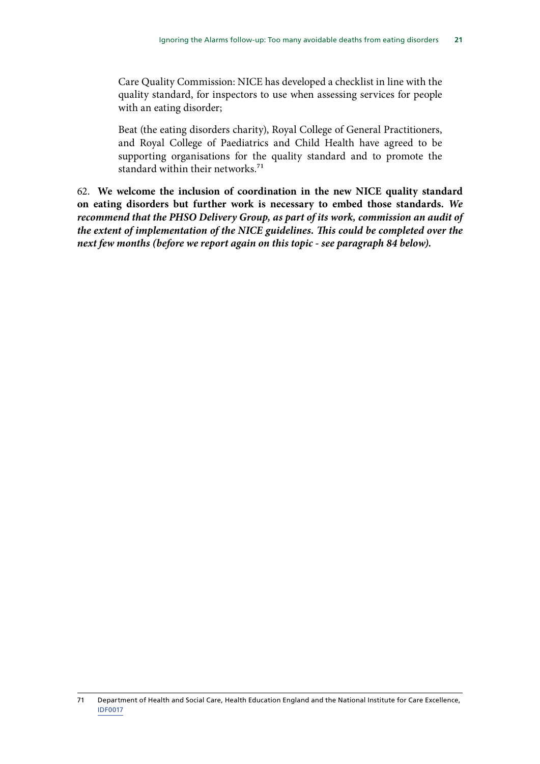Care Quality Commission: NICE has developed a checklist in line with the quality standard, for inspectors to use when assessing services for people with an eating disorder;

Beat (the eating disorders charity), Royal College of General Practitioners, and Royal College of Paediatrics and Child Health have agreed to be supporting organisations for the quality standard and to promote the standard within their networks.[71]

62. **We welcome the inclusion of coordination in the new NICE quality standard on eating disorders but further work is necessary to embed those standards.** ***We recommend that the PHSO Delivery Group, as part of its work, commission an audit of the extent of implementation of the NICE guidelines. This could be completed over the next few months (before we report again on this topic - see paragraph 84 below).***

---

71 Department of Health and Social Care, Health Education England and the National Institute for Care Excellence, IDF0017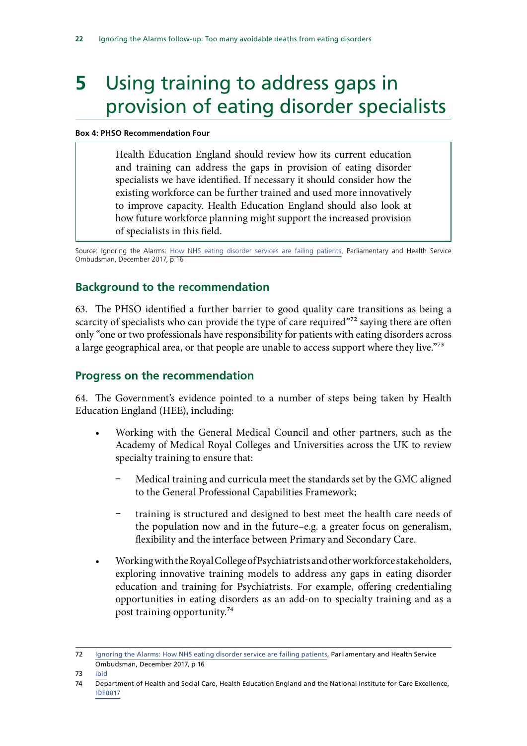# 5 Using training to address gaps in provision of eating disorder specialists

**Box 4: PHSO Recommendation Four**

> Health Education England should review how its current education and training can address the gaps in provision of eating disorder specialists we have identified. If necessary it should consider how the existing workforce can be further trained and used more innovatively to improve capacity. Health Education England should also look at how future workforce planning might support the increased provision of specialists in this field.

Source: Ignoring the Alarms: How NHS eating disorder services are failing patients, Parliamentary and Health Service Ombudsman, December 2017, p 16

## Background to the recommendation

63. The PHSO identified a further barrier to good quality care transitions as being a scarcity of specialists who can provide the type of care required"[72] saying there are often only "one or two professionals have responsibility for patients with eating disorders across a large geographical area, or that people are unable to access support where they live."[73]

## Progress on the recommendation

64. The Government's evidence pointed to a number of steps being taken by Health Education England (HEE), including:

- Working with the General Medical Council and other partners, such as the Academy of Medical Royal Colleges and Universities across the UK to review specialty training to ensure that:
  - Medical training and curricula meet the standards set by the GMC aligned to the General Professional Capabilities Framework;
  - training is structured and designed to best meet the health care needs of the population now and in the future–e.g. a greater focus on generalism, flexibility and the interface between Primary and Secondary Care.
- Working with the Royal College of Psychiatrists and other workforce stakeholders, exploring innovative training models to address any gaps in eating disorder education and training for Psychiatrists. For example, offering credentialing opportunities in eating disorders as an add-on to specialty training and as a post training opportunity.[74]

---

72 Ignoring the Alarms: How NHS eating disorder service are failing patients, Parliamentary and Health Service Ombudsman, December 2017, p 16

73 Ibid

74 Department of Health and Social Care, Health Education England and the National Institute for Care Excellence, IDF0017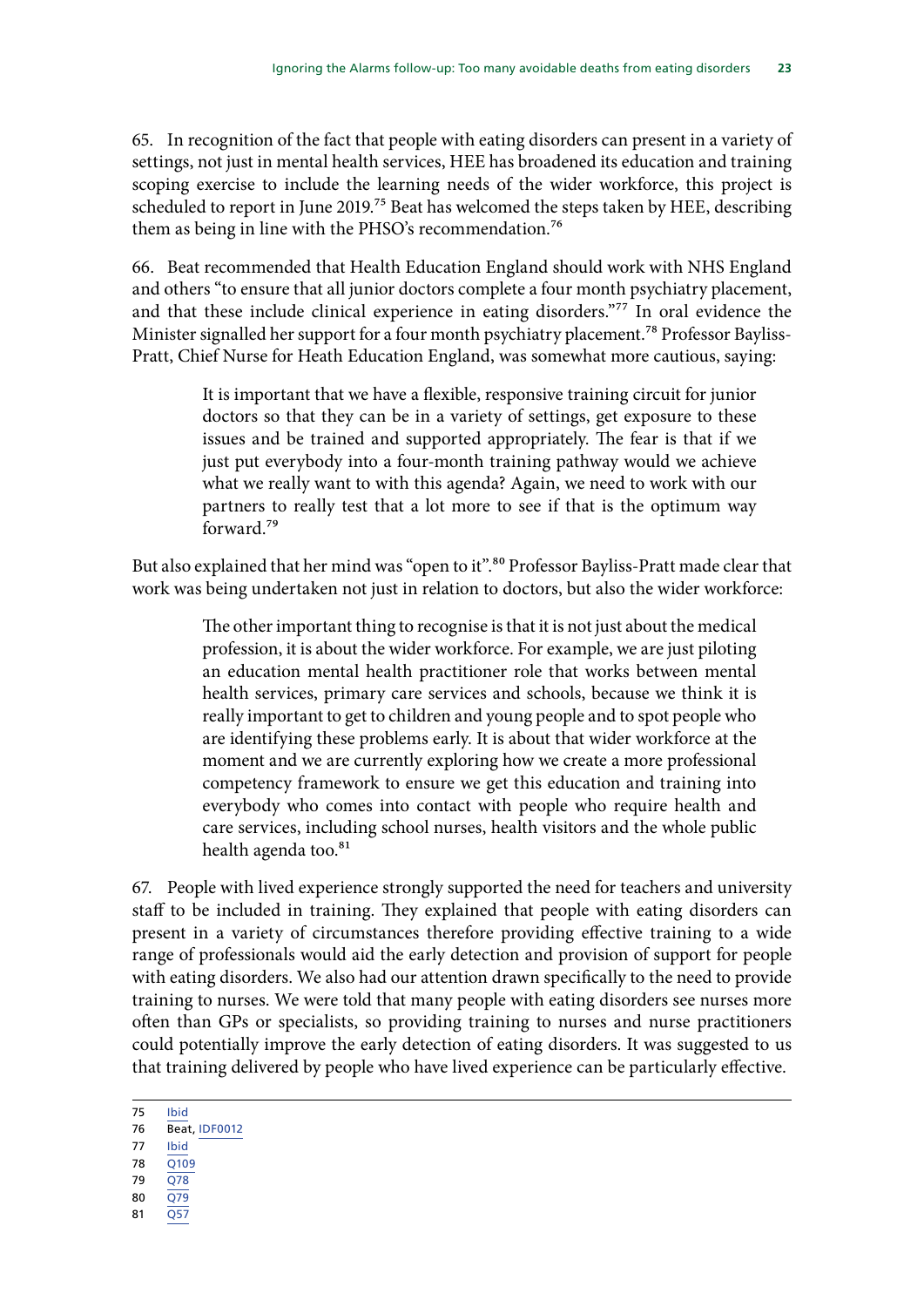65. In recognition of the fact that people with eating disorders can present in a variety of settings, not just in mental health services, HEE has broadened its education and training scoping exercise to include the learning needs of the wider workforce, this project is scheduled to report in June 2019.[75] Beat has welcomed the steps taken by HEE, describing them as being in line with the PHSO's recommendation.[76]

66. Beat recommended that Health Education England should work with NHS England and others "to ensure that all junior doctors complete a four month psychiatry placement, and that these include clinical experience in eating disorders."[77] In oral evidence the Minister signalled her support for a four month psychiatry placement.[78] Professor Bayliss-Pratt, Chief Nurse for Heath Education England, was somewhat more cautious, saying:

> It is important that we have a flexible, responsive training circuit for junior doctors so that they can be in a variety of settings, get exposure to these issues and be trained and supported appropriately. The fear is that if we just put everybody into a four-month training pathway would we achieve what we really want to with this agenda? Again, we need to work with our partners to really test that a lot more to see if that is the optimum way forward.[79]

But also explained that her mind was "open to it".[80] Professor Bayliss-Pratt made clear that work was being undertaken not just in relation to doctors, but also the wider workforce:

> The other important thing to recognise is that it is not just about the medical profession, it is about the wider workforce. For example, we are just piloting an education mental health practitioner role that works between mental health services, primary care services and schools, because we think it is really important to get to children and young people and to spot people who are identifying these problems early. It is about that wider workforce at the moment and we are currently exploring how we create a more professional competency framework to ensure we get this education and training into everybody who comes into contact with people who require health and care services, including school nurses, health visitors and the whole public health agenda too.[81]

67. People with lived experience strongly supported the need for teachers and university staff to be included in training. They explained that people with eating disorders can present in a variety of circumstances therefore providing effective training to a wide range of professionals would aid the early detection and provision of support for people with eating disorders. We also had our attention drawn specifically to the need to provide training to nurses. We were told that many people with eating disorders see nurses more often than GPs or specialists, so providing training to nurses and nurse practitioners could potentially improve the early detection of eating disorders. It was suggested to us that training delivered by people who have lived experience can be particularly effective.

75 Ibid
76 Beat, IDF0012
77 Ibid
78 Q109
79 Q78
80 Q79
81 Q57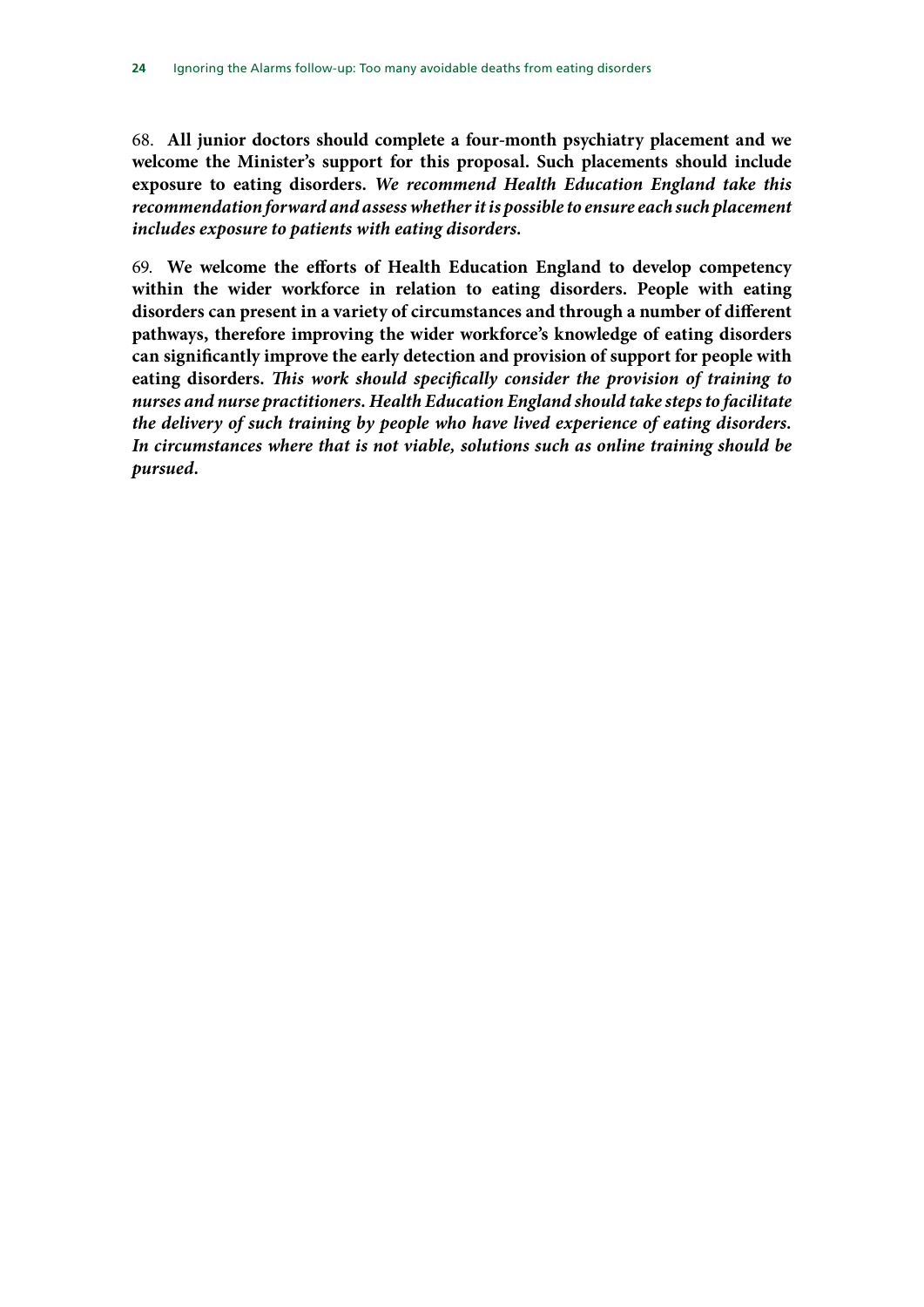68. **All junior doctors should complete a four-month psychiatry placement and we welcome the Minister's support for this proposal. Such placements should include exposure to eating disorders.** ***We recommend Health Education England take this recommendation forward and assess whether it is possible to ensure each such placement includes exposure to patients with eating disorders.***

69. **We welcome the efforts of Health Education England to develop competency within the wider workforce in relation to eating disorders. People with eating disorders can present in a variety of circumstances and through a number of different pathways, therefore improving the wider workforce's knowledge of eating disorders can significantly improve the early detection and provision of support for people with eating disorders.** ***This work should specifically consider the provision of training to nurses and nurse practitioners. Health Education England should take steps to facilitate the delivery of such training by people who have lived experience of eating disorders. In circumstances where that is not viable, solutions such as online training should be pursued.***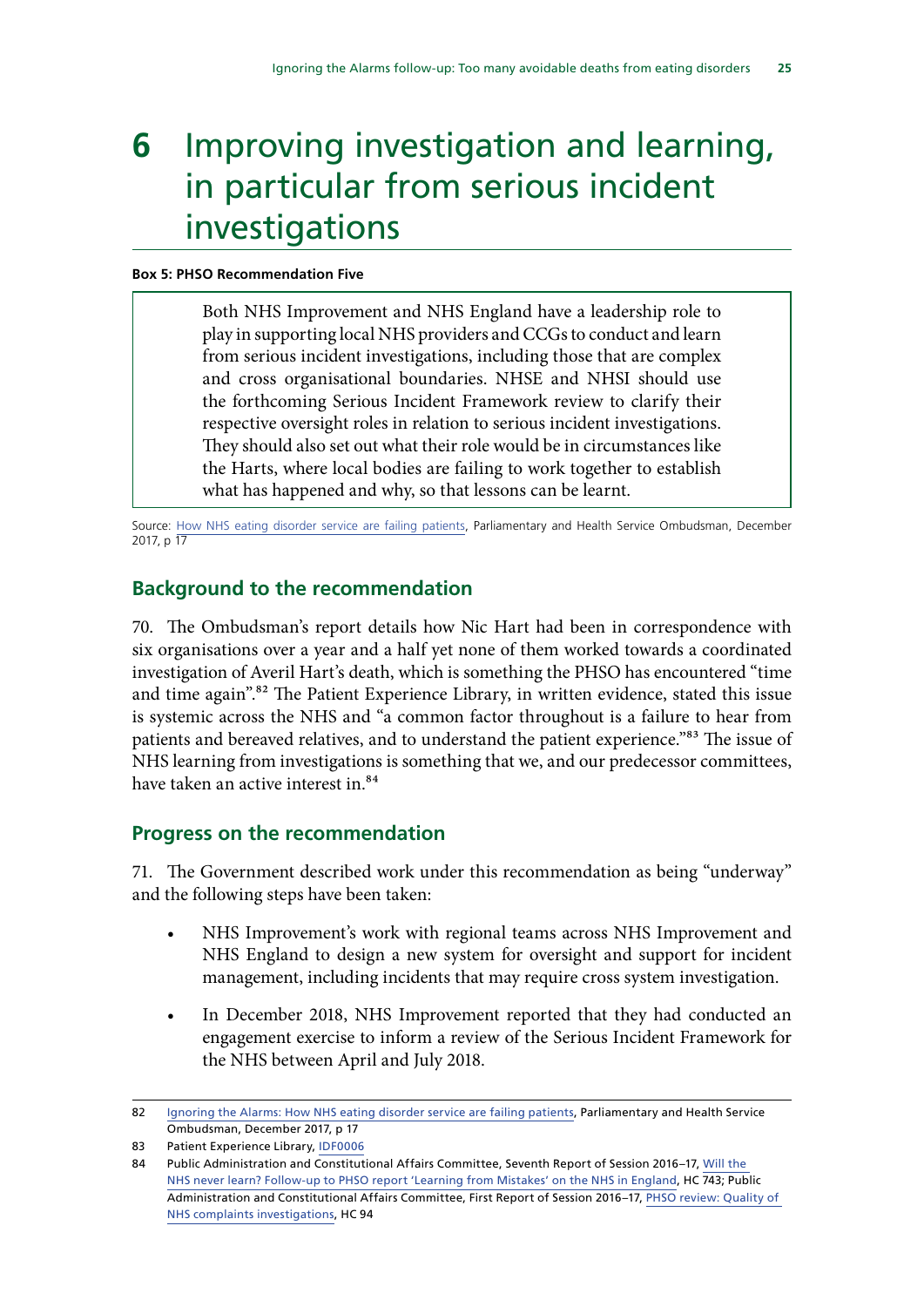# 6 Improving investigation and learning, in particular from serious incident investigations

**Box 5: PHSO Recommendation Five**

> Both NHS Improvement and NHS England have a leadership role to play in supporting local NHS providers and CCGs to conduct and learn from serious incident investigations, including those that are complex and cross organisational boundaries. NHSE and NHSI should use the forthcoming Serious Incident Framework review to clarify their respective oversight roles in relation to serious incident investigations. They should also set out what their role would be in circumstances like the Harts, where local bodies are failing to work together to establish what has happened and why, so that lessons can be learnt.

Source: How NHS eating disorder service are failing patients, Parliamentary and Health Service Ombudsman, December 2017, p 17

## Background to the recommendation

70. The Ombudsman's report details how Nic Hart had been in correspondence with six organisations over a year and a half yet none of them worked towards a coordinated investigation of Averil Hart's death, which is something the PHSO has encountered "time and time again".[82] The Patient Experience Library, in written evidence, stated this issue is systemic across the NHS and "a common factor throughout is a failure to hear from patients and bereaved relatives, and to understand the patient experience."[83] The issue of NHS learning from investigations is something that we, and our predecessor committees, have taken an active interest in.[84]

## Progress on the recommendation

71. The Government described work under this recommendation as being "underway" and the following steps have been taken:

- NHS Improvement's work with regional teams across NHS Improvement and NHS England to design a new system for oversight and support for incident management, including incidents that may require cross system investigation.
- In December 2018, NHS Improvement reported that they had conducted an engagement exercise to inform a review of the Serious Incident Framework for the NHS between April and July 2018.

---

82 Ignoring the Alarms: How NHS eating disorder service are failing patients, Parliamentary and Health Service Ombudsman, December 2017, p 17

83 Patient Experience Library, IDF0006

84 Public Administration and Constitutional Affairs Committee, Seventh Report of Session 2016–17, Will the NHS never learn? Follow-up to PHSO report 'Learning from Mistakes' on the NHS in England, HC 743; Public Administration and Constitutional Affairs Committee, First Report of Session 2016–17, PHSO review: Quality of NHS complaints investigations, HC 94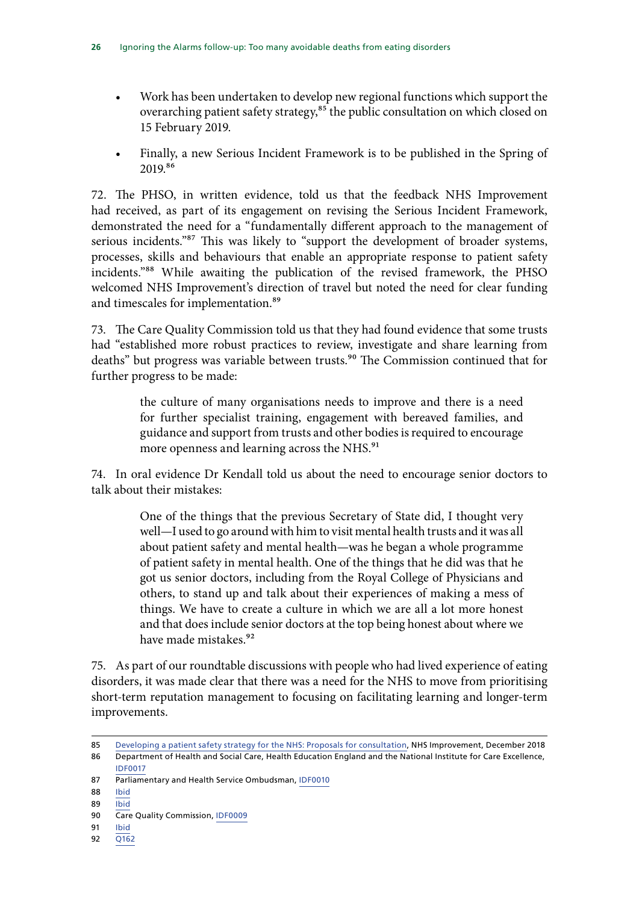- Work has been undertaken to develop new regional functions which support the overarching patient safety strategy,[85] the public consultation on which closed on 15 February 2019.
- Finally, a new Serious Incident Framework is to be published in the Spring of 2019.[86]

72. The PHSO, in written evidence, told us that the feedback NHS Improvement had received, as part of its engagement on revising the Serious Incident Framework, demonstrated the need for a "fundamentally different approach to the management of serious incidents."[87] This was likely to "support the development of broader systems, processes, skills and behaviours that enable an appropriate response to patient safety incidents."[88] While awaiting the publication of the revised framework, the PHSO welcomed NHS Improvement's direction of travel but noted the need for clear funding and timescales for implementation.[89]

73. The Care Quality Commission told us that they had found evidence that some trusts had "established more robust practices to review, investigate and share learning from deaths" but progress was variable between trusts.[90] The Commission continued that for further progress to be made:

> the culture of many organisations needs to improve and there is a need for further specialist training, engagement with bereaved families, and guidance and support from trusts and other bodies is required to encourage more openness and learning across the NHS.[91]

74. In oral evidence Dr Kendall told us about the need to encourage senior doctors to talk about their mistakes:

> One of the things that the previous Secretary of State did, I thought very well—I used to go around with him to visit mental health trusts and it was all about patient safety and mental health—was he began a whole programme of patient safety in mental health. One of the things that he did was that he got us senior doctors, including from the Royal College of Physicians and others, to stand up and talk about their experiences of making a mess of things. We have to create a culture in which we are all a lot more honest and that does include senior doctors at the top being honest about where we have made mistakes.[92]

75. As part of our roundtable discussions with people who had lived experience of eating disorders, it was made clear that there was a need for the NHS to move from prioritising short-term reputation management to focusing on facilitating learning and longer-term improvements.

---

85 Developing a patient safety strategy for the NHS: Proposals for consultation, NHS Improvement, December 2018

86 Department of Health and Social Care, Health Education England and the National Institute for Care Excellence, IDF0017

87 Parliamentary and Health Service Ombudsman, IDF0010

88 Ibid

89 Ibid

90 Care Quality Commission, IDF0009

91 Ibid

92 Q162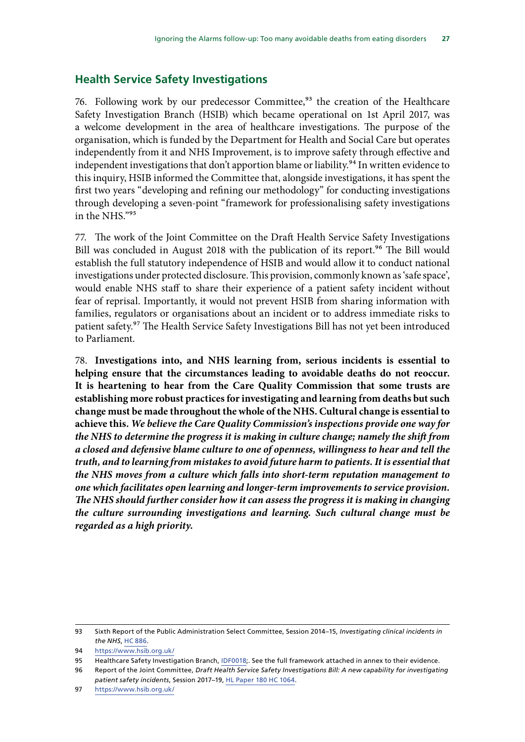## Health Service Safety Investigations

76. Following work by our predecessor Committee,[93] the creation of the Healthcare Safety Investigation Branch (HSIB) which became operational on 1st April 2017, was a welcome development in the area of healthcare investigations. The purpose of the organisation, which is funded by the Department for Health and Social Care but operates independently from it and NHS Improvement, is to improve safety through effective and independent investigations that don't apportion blame or liability.[94] In written evidence to this inquiry, HSIB informed the Committee that, alongside investigations, it has spent the first two years "developing and refining our methodology" for conducting investigations through developing a seven-point "framework for professionalising safety investigations in the NHS."[95]

77. The work of the Joint Committee on the Draft Health Service Safety Investigations Bill was concluded in August 2018 with the publication of its report.[96] The Bill would establish the full statutory independence of HSIB and would allow it to conduct national investigations under protected disclosure. This provision, commonly known as 'safe space', would enable NHS staff to share their experience of a patient safety incident without fear of reprisal. Importantly, it would not prevent HSIB from sharing information with families, regulators or organisations about an incident or to address immediate risks to patient safety.[97] The Health Service Safety Investigations Bill has not yet been introduced to Parliament.

78. **Investigations into, and NHS learning from, serious incidents is essential to helping ensure that the circumstances leading to avoidable deaths do not reoccur. It is heartening to hear from the Care Quality Commission that some trusts are establishing more robust practices for investigating and learning from deaths but such change must be made throughout the whole of the NHS. Cultural change is essential to achieve this.** ***We believe the Care Quality Commission's inspections provide one way for the NHS to determine the progress it is making in culture change; namely the shift from a closed and defensive blame culture to one of openness, willingness to hear and tell the truth, and to learning from mistakes to avoid future harm to patients. It is essential that the NHS moves from a culture which falls into short-term reputation management to one which facilitates open learning and longer-term improvements to service provision. The NHS should further consider how it can assess the progress it is making in changing the culture surrounding investigations and learning. Such cultural change must be regarded as a high priority.***

---

93 Sixth Report of the Public Administration Select Committee, Session 2014–15, *Investigating clinical incidents in the NHS*, HC 886.

94 https://www.hsib.org.uk/

95 Healthcare Safety Investigation Branch, IDF0018;. See the full framework attached in annex to their evidence.

96 Report of the Joint Committee, *Draft Health Service Safety Investigations Bill: A new capability for investigating patient safety incidents*, Session 2017–19, HL Paper 180 HC 1064.

97 https://www.hsib.org.uk/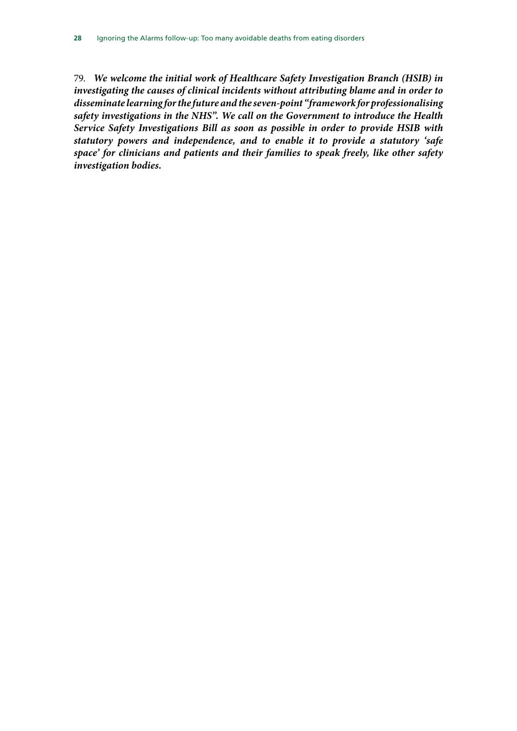79. ***We welcome the initial work of Healthcare Safety Investigation Branch (HSIB) in investigating the causes of clinical incidents without attributing blame and in order to disseminate learning for the future and the seven-point "framework for professionalising safety investigations in the NHS". We call on the Government to introduce the Health Service Safety Investigations Bill as soon as possible in order to provide HSIB with statutory powers and independence, and to enable it to provide a statutory 'safe space' for clinicians and patients and their families to speak freely, like other safety investigation bodies.***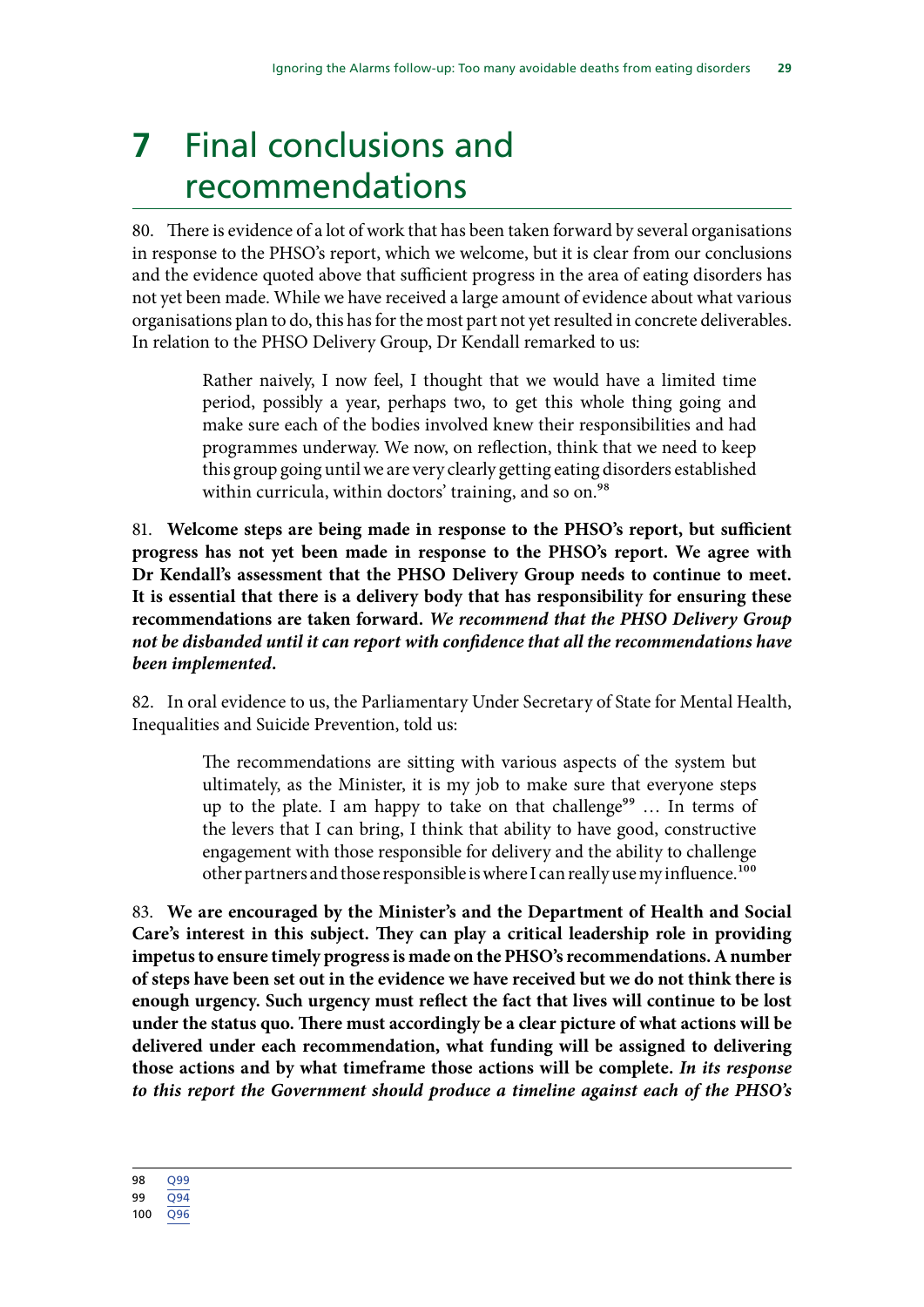# 7 Final conclusions and recommendations

80. There is evidence of a lot of work that has been taken forward by several organisations in response to the PHSO's report, which we welcome, but it is clear from our conclusions and the evidence quoted above that sufficient progress in the area of eating disorders has not yet been made. While we have received a large amount of evidence about what various organisations plan to do, this has for the most part not yet resulted in concrete deliverables. In relation to the PHSO Delivery Group, Dr Kendall remarked to us:

> Rather naively, I now feel, I thought that we would have a limited time period, possibly a year, perhaps two, to get this whole thing going and make sure each of the bodies involved knew their responsibilities and had programmes underway. We now, on reflection, think that we need to keep this group going until we are very clearly getting eating disorders established within curricula, within doctors' training, and so on.[98]

81. **Welcome steps are being made in response to the PHSO's report, but sufficient progress has not yet been made in response to the PHSO's report. We agree with Dr Kendall's assessment that the PHSO Delivery Group needs to continue to meet. It is essential that there is a delivery body that has responsibility for ensuring these recommendations are taken forward.** ***We recommend that the PHSO Delivery Group not be disbanded until it can report with confidence that all the recommendations have been implemented.***

82. In oral evidence to us, the Parliamentary Under Secretary of State for Mental Health, Inequalities and Suicide Prevention, told us:

> The recommendations are sitting with various aspects of the system but ultimately, as the Minister, it is my job to make sure that everyone steps up to the plate. I am happy to take on that challenge[99] … In terms of the levers that I can bring, I think that ability to have good, constructive engagement with those responsible for delivery and the ability to challenge other partners and those responsible is where I can really use my influence.[100]

83. **We are encouraged by the Minister's and the Department of Health and Social Care's interest in this subject. They can play a critical leadership role in providing impetus to ensure timely progress is made on the PHSO's recommendations. A number of steps have been set out in the evidence we have received but we do not think there is enough urgency. Such urgency must reflect the fact that lives will continue to be lost under the status quo. There must accordingly be a clear picture of what actions will be delivered under each recommendation, what funding will be assigned to delivering those actions and by what timeframe those actions will be complete.** ***In its response to this report the Government should produce a timeline against each of the PHSO's***

---

98 Q99
99 Q94
100 Q96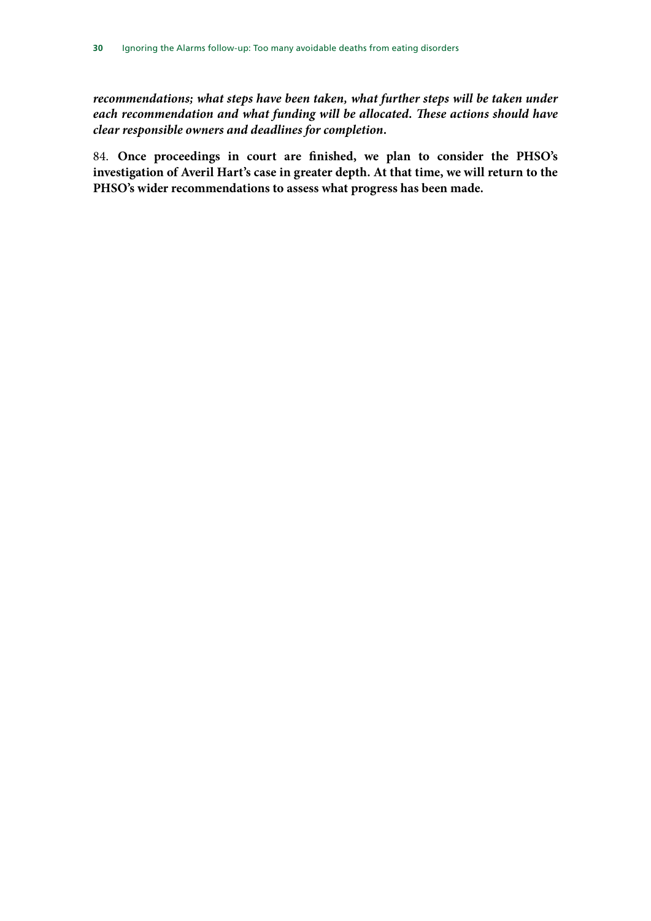***recommendations; what steps have been taken, what further steps will be taken under each recommendation and what funding will be allocated. These actions should have clear responsible owners and deadlines for completion.***

84. **Once proceedings in court are finished, we plan to consider the PHSO's investigation of Averil Hart's case in greater depth. At that time, we will return to the PHSO's wider recommendations to assess what progress has been made.**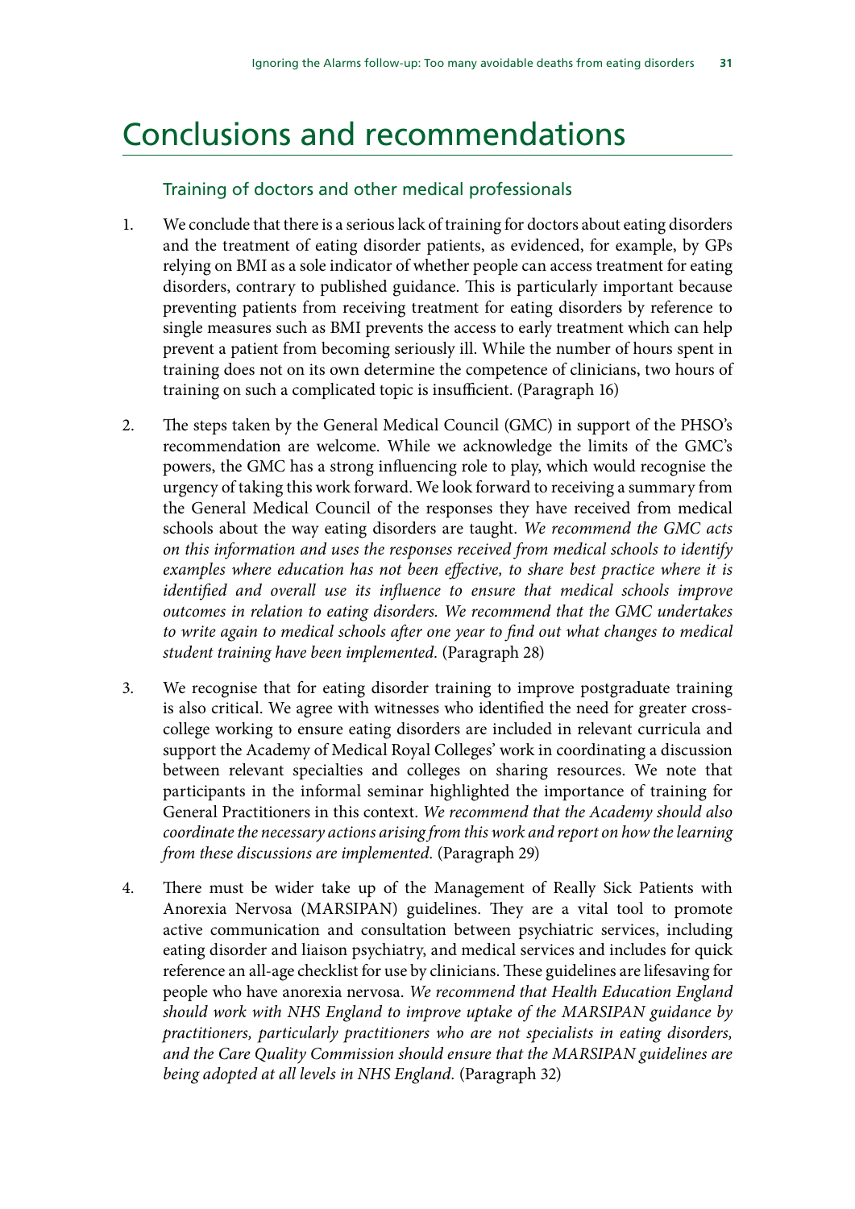# Conclusions and recommendations

## Training of doctors and other medical professionals

1. We conclude that there is a serious lack of training for doctors about eating disorders and the treatment of eating disorder patients, as evidenced, for example, by GPs relying on BMI as a sole indicator of whether people can access treatment for eating disorders, contrary to published guidance. This is particularly important because preventing patients from receiving treatment for eating disorders by reference to single measures such as BMI prevents the access to early treatment which can help prevent a patient from becoming seriously ill. While the number of hours spent in training does not on its own determine the competence of clinicians, two hours of training on such a complicated topic is insufficient. (Paragraph 16)

2. The steps taken by the General Medical Council (GMC) in support of the PHSO's recommendation are welcome. While we acknowledge the limits of the GMC's powers, the GMC has a strong influencing role to play, which would recognise the urgency of taking this work forward. We look forward to receiving a summary from the General Medical Council of the responses they have received from medical schools about the way eating disorders are taught. *We recommend the GMC acts on this information and uses the responses received from medical schools to identify examples where education has not been effective, to share best practice where it is identified and overall use its influence to ensure that medical schools improve outcomes in relation to eating disorders. We recommend that the GMC undertakes to write again to medical schools after one year to find out what changes to medical student training have been implemented.* (Paragraph 28)

3. We recognise that for eating disorder training to improve postgraduate training is also critical. We agree with witnesses who identified the need for greater cross-college working to ensure eating disorders are included in relevant curricula and support the Academy of Medical Royal Colleges' work in coordinating a discussion between relevant specialties and colleges on sharing resources. We note that participants in the informal seminar highlighted the importance of training for General Practitioners in this context. *We recommend that the Academy should also coordinate the necessary actions arising from this work and report on how the learning from these discussions are implemented.* (Paragraph 29)

4. There must be wider take up of the Management of Really Sick Patients with Anorexia Nervosa (MARSIPAN) guidelines. They are a vital tool to promote active communication and consultation between psychiatric services, including eating disorder and liaison psychiatry, and medical services and includes for quick reference an all-age checklist for use by clinicians. These guidelines are lifesaving for people who have anorexia nervosa. *We recommend that Health Education England should work with NHS England to improve uptake of the MARSIPAN guidance by practitioners, particularly practitioners who are not specialists in eating disorders, and the Care Quality Commission should ensure that the MARSIPAN guidelines are being adopted at all levels in NHS England.* (Paragraph 32)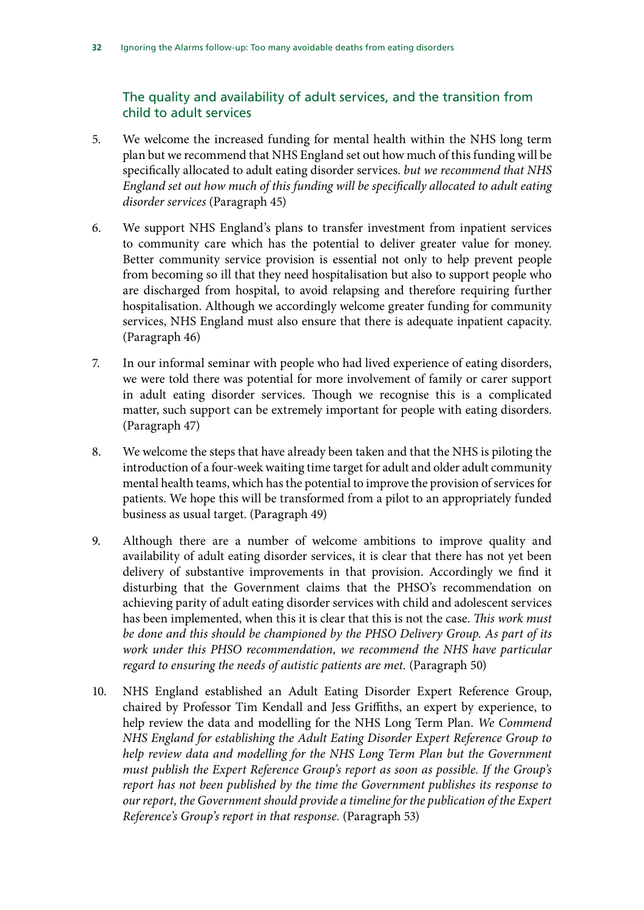## The quality and availability of adult services, and the transition from child to adult services

5. We welcome the increased funding for mental health within the NHS long term plan but we recommend that NHS England set out how much of this funding will be specifically allocated to adult eating disorder services. *but we recommend that NHS England set out how much of this funding will be specifically allocated to adult eating disorder services* (Paragraph 45)

6. We support NHS England's plans to transfer investment from inpatient services to community care which has the potential to deliver greater value for money. Better community service provision is essential not only to help prevent people from becoming so ill that they need hospitalisation but also to support people who are discharged from hospital, to avoid relapsing and therefore requiring further hospitalisation. Although we accordingly welcome greater funding for community services, NHS England must also ensure that there is adequate inpatient capacity. (Paragraph 46)

7. In our informal seminar with people who had lived experience of eating disorders, we were told there was potential for more involvement of family or carer support in adult eating disorder services. Though we recognise this is a complicated matter, such support can be extremely important for people with eating disorders. (Paragraph 47)

8. We welcome the steps that have already been taken and that the NHS is piloting the introduction of a four-week waiting time target for adult and older adult community mental health teams, which has the potential to improve the provision of services for patients. We hope this will be transformed from a pilot to an appropriately funded business as usual target. (Paragraph 49)

9. Although there are a number of welcome ambitions to improve quality and availability of adult eating disorder services, it is clear that there has not yet been delivery of substantive improvements in that provision. Accordingly we find it disturbing that the Government claims that the PHSO's recommendation on achieving parity of adult eating disorder services with child and adolescent services has been implemented, when this it is clear that this is not the case. *This work must be done and this should be championed by the PHSO Delivery Group. As part of its work under this PHSO recommendation, we recommend the NHS have particular regard to ensuring the needs of autistic patients are met.* (Paragraph 50)

10. NHS England established an Adult Eating Disorder Expert Reference Group, chaired by Professor Tim Kendall and Jess Griffiths, an expert by experience, to help review the data and modelling for the NHS Long Term Plan. *We Commend NHS England for establishing the Adult Eating Disorder Expert Reference Group to help review data and modelling for the NHS Long Term Plan but the Government must publish the Expert Reference Group's report as soon as possible. If the Group's report has not been published by the time the Government publishes its response to our report, the Government should provide a timeline for the publication of the Expert Reference's Group's report in that response.* (Paragraph 53)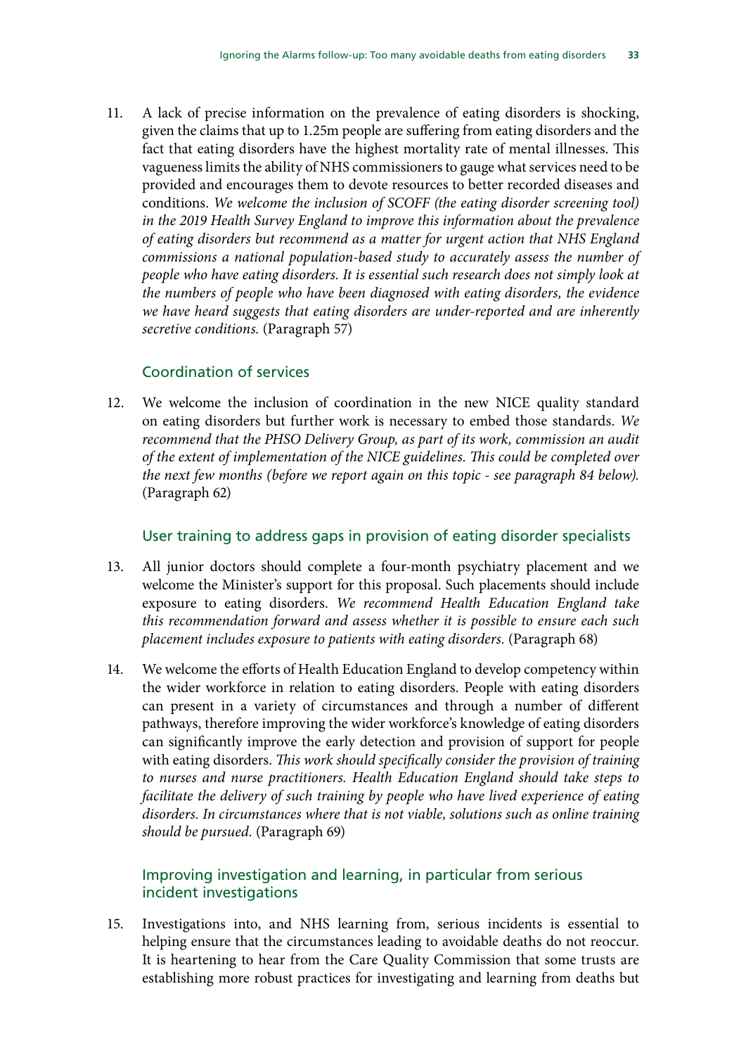11. A lack of precise information on the prevalence of eating disorders is shocking, given the claims that up to 1.25m people are suffering from eating disorders and the fact that eating disorders have the highest mortality rate of mental illnesses. This vagueness limits the ability of NHS commissioners to gauge what services need to be provided and encourages them to devote resources to better recorded diseases and conditions. *We welcome the inclusion of SCOFF (the eating disorder screening tool) in the 2019 Health Survey England to improve this information about the prevalence of eating disorders but recommend as a matter for urgent action that NHS England commissions a national population-based study to accurately assess the number of people who have eating disorders. It is essential such research does not simply look at the numbers of people who have been diagnosed with eating disorders, the evidence we have heard suggests that eating disorders are under-reported and are inherently secretive conditions.* (Paragraph 57)

### Coordination of services

12. We welcome the inclusion of coordination in the new NICE quality standard on eating disorders but further work is necessary to embed those standards. *We recommend that the PHSO Delivery Group, as part of its work, commission an audit of the extent of implementation of the NICE guidelines. This could be completed over the next few months (before we report again on this topic - see paragraph 84 below).* (Paragraph 62)

### User training to address gaps in provision of eating disorder specialists

13. All junior doctors should complete a four-month psychiatry placement and we welcome the Minister's support for this proposal. Such placements should include exposure to eating disorders. *We recommend Health Education England take this recommendation forward and assess whether it is possible to ensure each such placement includes exposure to patients with eating disorders.* (Paragraph 68)

14. We welcome the efforts of Health Education England to develop competency within the wider workforce in relation to eating disorders. People with eating disorders can present in a variety of circumstances and through a number of different pathways, therefore improving the wider workforce's knowledge of eating disorders can significantly improve the early detection and provision of support for people with eating disorders. *This work should specifically consider the provision of training to nurses and nurse practitioners. Health Education England should take steps to facilitate the delivery of such training by people who have lived experience of eating disorders. In circumstances where that is not viable, solutions such as online training should be pursued.* (Paragraph 69)

### Improving investigation and learning, in particular from serious incident investigations

15. Investigations into, and NHS learning from, serious incidents is essential to helping ensure that the circumstances leading to avoidable deaths do not reoccur. It is heartening to hear from the Care Quality Commission that some trusts are establishing more robust practices for investigating and learning from deaths but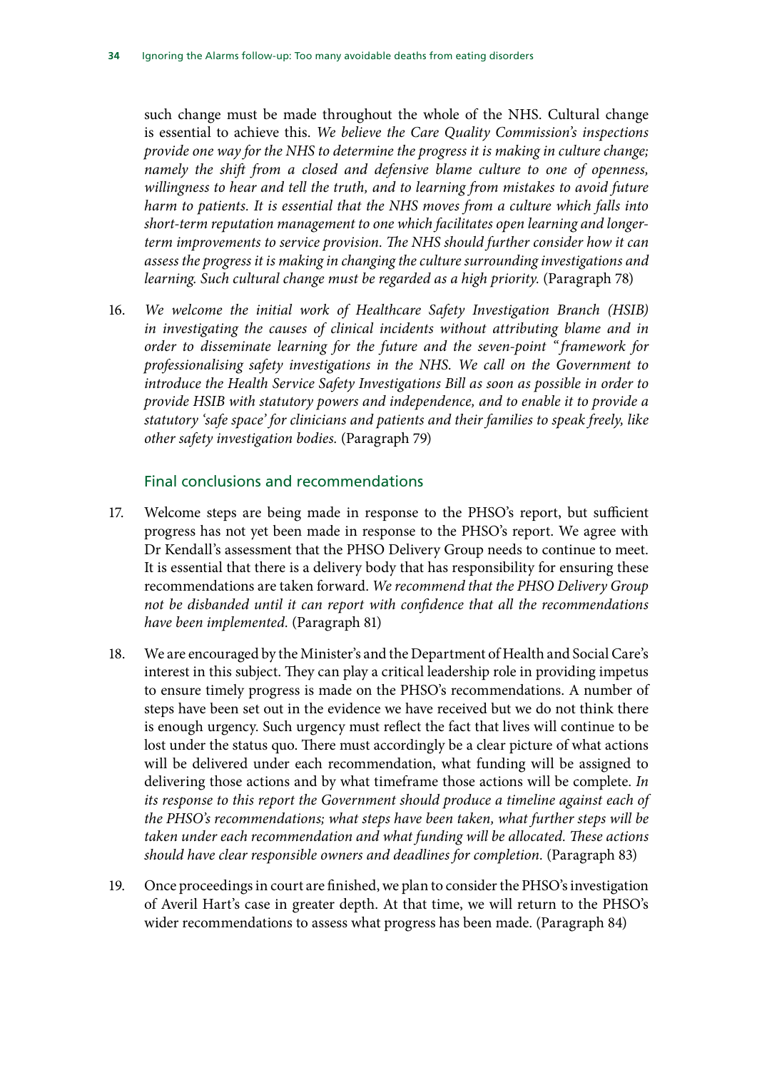such change must be made throughout the whole of the NHS. Cultural change is essential to achieve this. *We believe the Care Quality Commission's inspections provide one way for the NHS to determine the progress it is making in culture change; namely the shift from a closed and defensive blame culture to one of openness, willingness to hear and tell the truth, and to learning from mistakes to avoid future harm to patients. It is essential that the NHS moves from a culture which falls into short-term reputation management to one which facilitates open learning and longer-term improvements to service provision. The NHS should further consider how it can assess the progress it is making in changing the culture surrounding investigations and learning. Such cultural change must be regarded as a high priority.* (Paragraph 78)

16. *We welcome the initial work of Healthcare Safety Investigation Branch (HSIB) in investigating the causes of clinical incidents without attributing blame and in order to disseminate learning for the future and the seven-point "framework for professionalising safety investigations in the NHS. We call on the Government to introduce the Health Service Safety Investigations Bill as soon as possible in order to provide HSIB with statutory powers and independence, and to enable it to provide a statutory 'safe space' for clinicians and patients and their families to speak freely, like other safety investigation bodies.* (Paragraph 79)

## Final conclusions and recommendations

17. Welcome steps are being made in response to the PHSO's report, but sufficient progress has not yet been made in response to the PHSO's report. We agree with Dr Kendall's assessment that the PHSO Delivery Group needs to continue to meet. It is essential that there is a delivery body that has responsibility for ensuring these recommendations are taken forward. *We recommend that the PHSO Delivery Group not be disbanded until it can report with confidence that all the recommendations have been implemented.* (Paragraph 81)

18. We are encouraged by the Minister's and the Department of Health and Social Care's interest in this subject. They can play a critical leadership role in providing impetus to ensure timely progress is made on the PHSO's recommendations. A number of steps have been set out in the evidence we have received but we do not think there is enough urgency. Such urgency must reflect the fact that lives will continue to be lost under the status quo. There must accordingly be a clear picture of what actions will be delivered under each recommendation, what funding will be assigned to delivering those actions and by what timeframe those actions will be complete. *In its response to this report the Government should produce a timeline against each of the PHSO's recommendations; what steps have been taken, what further steps will be taken under each recommendation and what funding will be allocated. These actions should have clear responsible owners and deadlines for completion.* (Paragraph 83)

19. Once proceedings in court are finished, we plan to consider the PHSO's investigation of Averil Hart's case in greater depth. At that time, we will return to the PHSO's wider recommendations to assess what progress has been made. (Paragraph 84)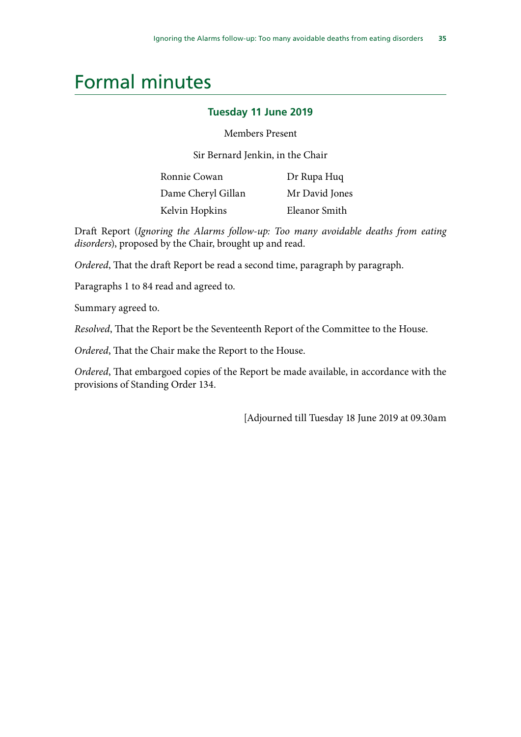# Formal minutes

### Tuesday 11 June 2019

Members Present

Sir Bernard Jenkin, in the Chair

| | |
|---|---|
| Ronnie Cowan | Dr Rupa Huq |
| Dame Cheryl Gillan | Mr David Jones |
| Kelvin Hopkins | Eleanor Smith |

Draft Report (*Ignoring the Alarms follow-up: Too many avoidable deaths from eating disorders*), proposed by the Chair, brought up and read.

*Ordered*, That the draft Report be read a second time, paragraph by paragraph.

Paragraphs 1 to 84 read and agreed to.

Summary agreed to.

*Resolved*, That the Report be the Seventeenth Report of the Committee to the House.

*Ordered*, That the Chair make the Report to the House.

*Ordered*, That embargoed copies of the Report be made available, in accordance with the provisions of Standing Order 134.

[Adjourned till Tuesday 18 June 2019 at 09.30am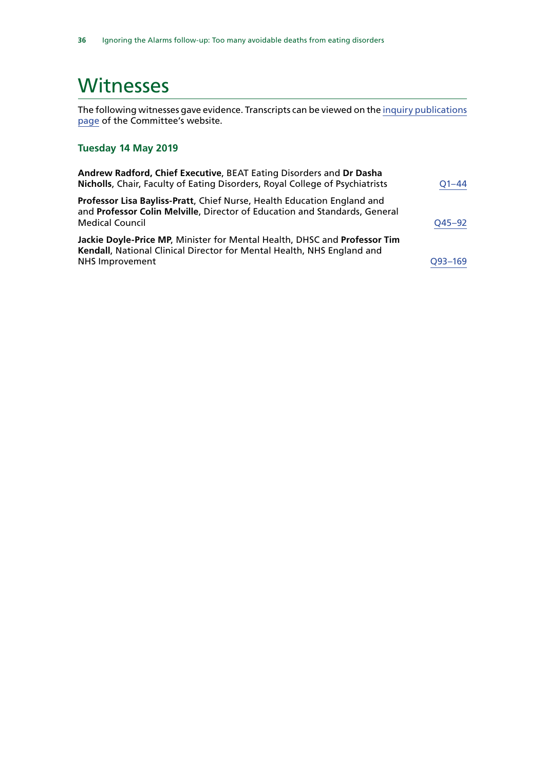# Witnesses

The following witnesses gave evidence. Transcripts can be viewed on the inquiry publications page of the Committee's website.

### Tuesday 14 May 2019

**Andrew Radford, Chief Executive**, BEAT Eating Disorders and **Dr Dasha Nicholls**, Chair, Faculty of Eating Disorders, Royal College of Psychiatrists — Q1–44

**Professor Lisa Bayliss-Pratt**, Chief Nurse, Health Education England and and **Professor Colin Melville**, Director of Education and Standards, General Medical Council — Q45–92

**Jackie Doyle-Price MP**, Minister for Mental Health, DHSC and **Professor Tim Kendall**, National Clinical Director for Mental Health, NHS England and NHS Improvement — Q93–169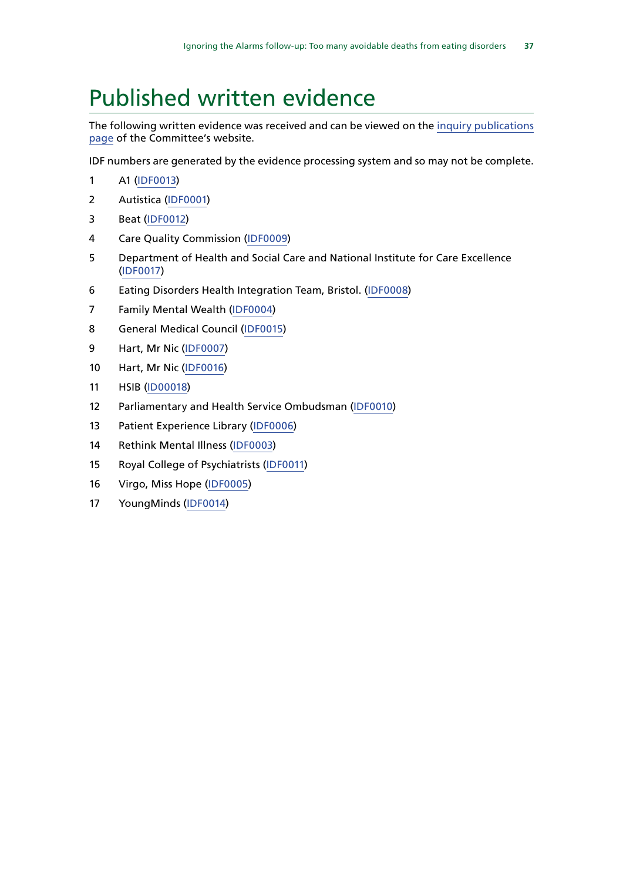# Published written evidence

The following written evidence was received and can be viewed on the inquiry publications page of the Committee's website.

IDF numbers are generated by the evidence processing system and so may not be complete.

1. A1 (IDF0013)
2. Autistica (IDF0001)
3. Beat (IDF0012)
4. Care Quality Commission (IDF0009)
5. Department of Health and Social Care and National Institute for Care Excellence (IDF0017)
6. Eating Disorders Health Integration Team, Bristol. (IDF0008)
7. Family Mental Wealth (IDF0004)
8. General Medical Council (IDF0015)
9. Hart, Mr Nic (IDF0007)
10. Hart, Mr Nic (IDF0016)
11. HSIB (ID00018)
12. Parliamentary and Health Service Ombudsman (IDF0010)
13. Patient Experience Library (IDF0006)
14. Rethink Mental Illness (IDF0003)
15. Royal College of Psychiatrists (IDF0011)
16. Virgo, Miss Hope (IDF0005)
17. YoungMinds (IDF0014)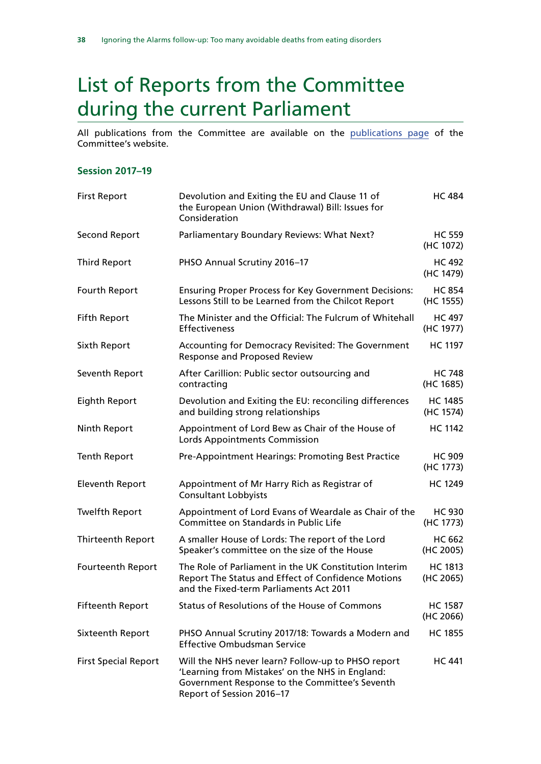# List of Reports from the Committee during the current Parliament

All publications from the Committee are available on the [publications page](#) of the Committee's website.

### Session 2017–19

| | | |
|---|---|---|
| First Report | Devolution and Exiting the EU and Clause 11 of the European Union (Withdrawal) Bill: Issues for Consideration | HC 484 |
| Second Report | Parliamentary Boundary Reviews: What Next? | HC 559 (HC 1072) |
| Third Report | PHSO Annual Scrutiny 2016–17 | HC 492 (HC 1479) |
| Fourth Report | Ensuring Proper Process for Key Government Decisions: Lessons Still to be Learned from the Chilcot Report | HC 854 (HC 1555) |
| Fifth Report | The Minister and the Official: The Fulcrum of Whitehall Effectiveness | HC 497 (HC 1977) |
| Sixth Report | Accounting for Democracy Revisited: The Government Response and Proposed Review | HC 1197 |
| Seventh Report | After Carillion: Public sector outsourcing and contracting | HC 748 (HC 1685) |
| Eighth Report | Devolution and Exiting the EU: reconciling differences and building strong relationships | HC 1485 (HC 1574) |
| Ninth Report | Appointment of Lord Bew as Chair of the House of Lords Appointments Commission | HC 1142 |
| Tenth Report | Pre-Appointment Hearings: Promoting Best Practice | HC 909 (HC 1773) |
| Eleventh Report | Appointment of Mr Harry Rich as Registrar of Consultant Lobbyists | HC 1249 |
| Twelfth Report | Appointment of Lord Evans of Weardale as Chair of the Committee on Standards in Public Life | HC 930 (HC 1773) |
| Thirteenth Report | A smaller House of Lords: The report of the Lord Speaker's committee on the size of the House | HC 662 (HC 2005) |
| Fourteenth Report | The Role of Parliament in the UK Constitution Interim Report The Status and Effect of Confidence Motions and the Fixed-term Parliaments Act 2011 | HC 1813 (HC 2065) |
| Fifteenth Report | Status of Resolutions of the House of Commons | HC 1587 (HC 2066) |
| Sixteenth Report | PHSO Annual Scrutiny 2017/18: Towards a Modern and Effective Ombudsman Service | HC 1855 |
| First Special Report | Will the NHS never learn? Follow-up to PHSO report 'Learning from Mistakes' on the NHS in England: Government Response to the Committee's Seventh Report of Session 2016–17 | HC 441 |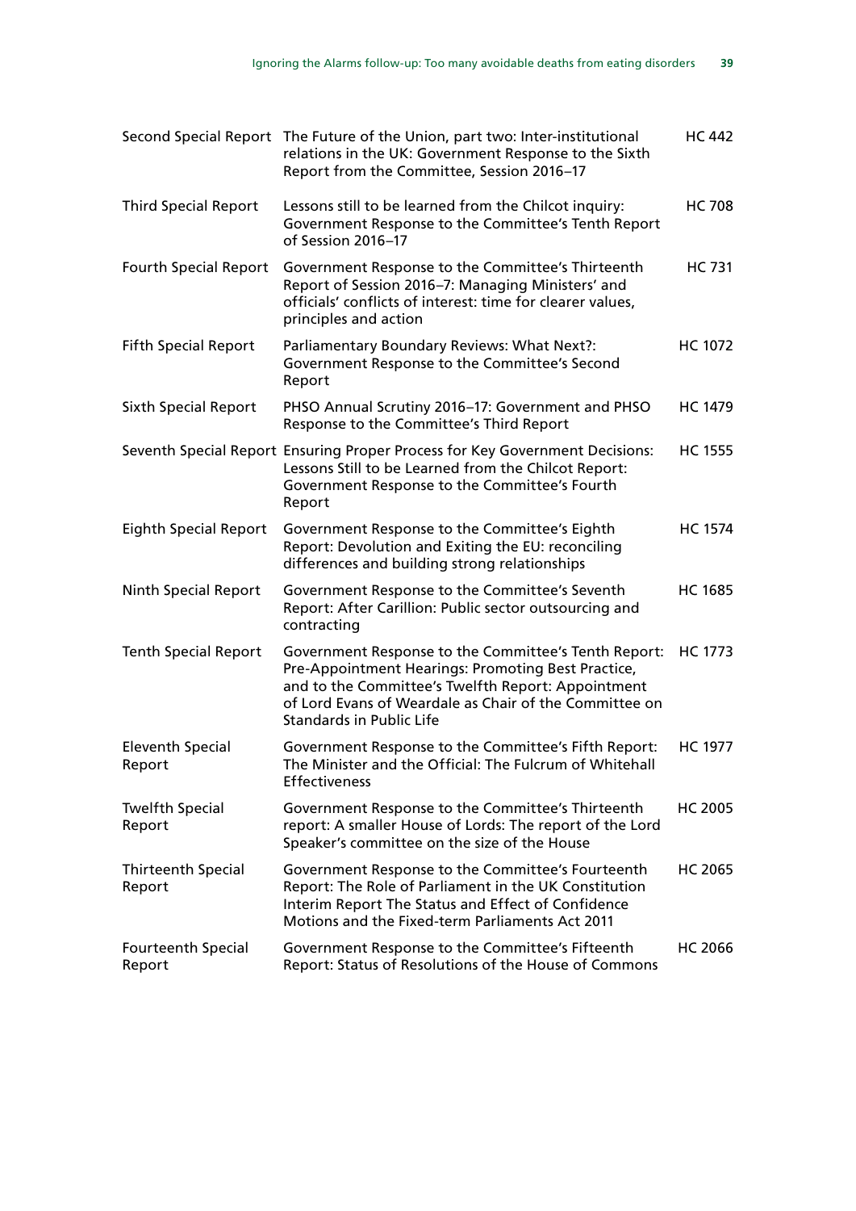| | | |
|---|---|---|
| Second Special Report | The Future of the Union, part two: Inter-institutional relations in the UK: Government Response to the Sixth Report from the Committee, Session 2016–17 | HC 442 |
| Third Special Report | Lessons still to be learned from the Chilcot inquiry: Government Response to the Committee's Tenth Report of Session 2016–17 | HC 708 |
| Fourth Special Report | Government Response to the Committee's Thirteenth Report of Session 2016–7: Managing Ministers' and officials' conflicts of interest: time for clearer values, principles and action | HC 731 |
| Fifth Special Report | Parliamentary Boundary Reviews: What Next?: Government Response to the Committee's Second Report | HC 1072 |
| Sixth Special Report | PHSO Annual Scrutiny 2016–17: Government and PHSO Response to the Committee's Third Report | HC 1479 |
| Seventh Special Report | Ensuring Proper Process for Key Government Decisions: Lessons Still to be Learned from the Chilcot Report: Government Response to the Committee's Fourth Report | HC 1555 |
| Eighth Special Report | Government Response to the Committee's Eighth Report: Devolution and Exiting the EU: reconciling differences and building strong relationships | HC 1574 |
| Ninth Special Report | Government Response to the Committee's Seventh Report: After Carillion: Public sector outsourcing and contracting | HC 1685 |
| Tenth Special Report | Government Response to the Committee's Tenth Report: Pre-Appointment Hearings: Promoting Best Practice, and to the Committee's Twelfth Report: Appointment of Lord Evans of Weardale as Chair of the Committee on Standards in Public Life | HC 1773 |
| Eleventh Special Report | Government Response to the Committee's Fifth Report: The Minister and the Official: The Fulcrum of Whitehall Effectiveness | HC 1977 |
| Twelfth Special Report | Government Response to the Committee's Thirteenth report: A smaller House of Lords: The report of the Lord Speaker's committee on the size of the House | HC 2005 |
| Thirteenth Special Report | Government Response to the Committee's Fourteenth Report: The Role of Parliament in the UK Constitution Interim Report The Status and Effect of Confidence Motions and the Fixed-term Parliaments Act 2011 | HC 2065 |
| Fourteenth Special Report | Government Response to the Committee's Fifteenth Report: Status of Resolutions of the House of Commons | HC 2066 |